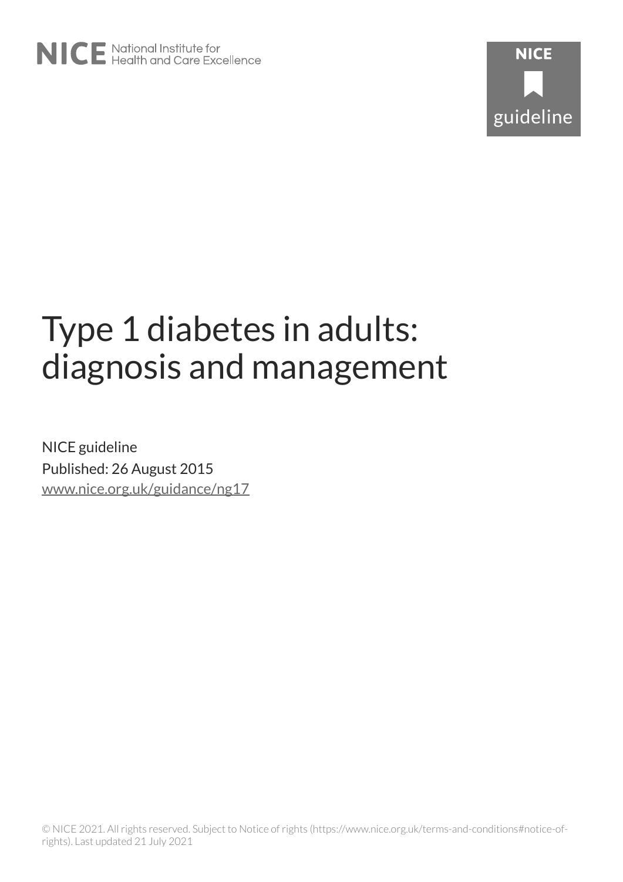NICE National Institute for Health and Care Excellence

NICE guideline

# Type 1 diabetes in adults: diagnosis and management

NICE guideline
Published: 26 August 2015
www.nice.org.uk/guidance/ng17

© NICE 2021. All rights reserved. Subject to Notice of rights (https://www.nice.org.uk/terms-and-conditions#notice-of-rights). Last updated 21 July 2021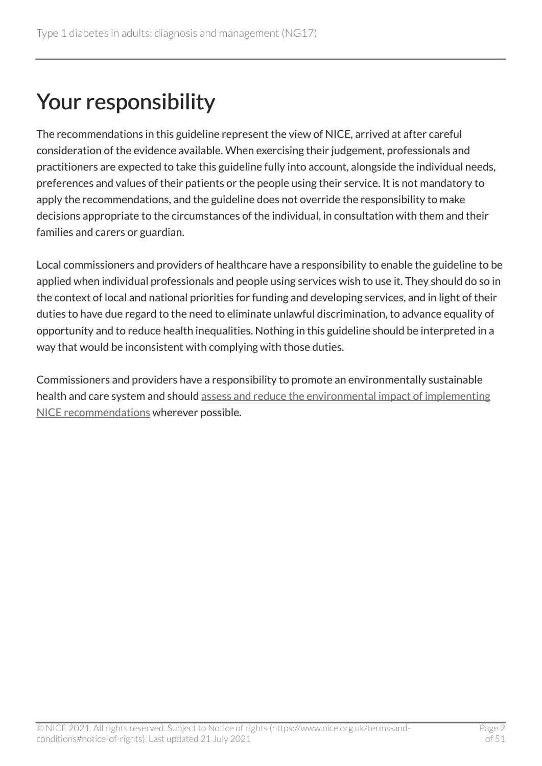# Your responsibility

The recommendations in this guideline represent the view of NICE, arrived at after careful consideration of the evidence available. When exercising their judgement, professionals and practitioners are expected to take this guideline fully into account, alongside the individual needs, preferences and values of their patients or the people using their service. It is not mandatory to apply the recommendations, and the guideline does not override the responsibility to make decisions appropriate to the circumstances of the individual, in consultation with them and their families and carers or guardian.

Local commissioners and providers of healthcare have a responsibility to enable the guideline to be applied when individual professionals and people using services wish to use it. They should do so in the context of local and national priorities for funding and developing services, and in light of their duties to have due regard to the need to eliminate unlawful discrimination, to advance equality of opportunity and to reduce health inequalities. Nothing in this guideline should be interpreted in a way that would be inconsistent with complying with those duties.

Commissioners and providers have a responsibility to promote an environmentally sustainable health and care system and should assess and reduce the environmental impact of implementing NICE recommendations wherever possible.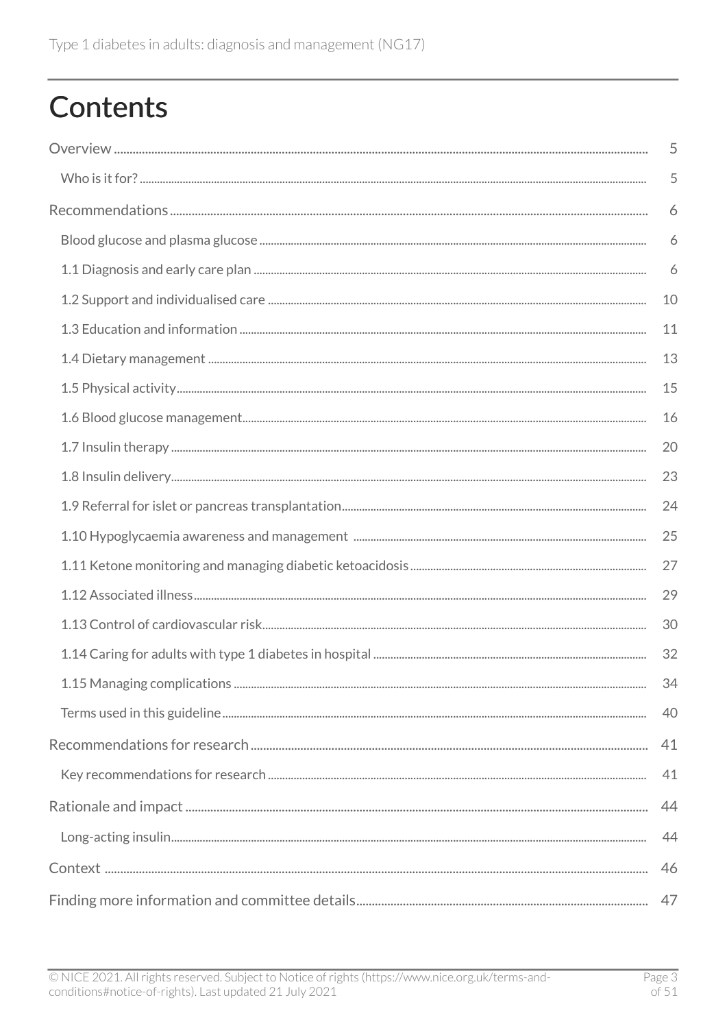# Contents

Overview ........................................................................ 5

Who is it for? ........................................................................ 5

Recommendations ........................................................................ 6

Blood glucose and plasma glucose ........................................................................ 6

1.1 Diagnosis and early care plan ........................................................................ 6

1.2 Support and individualised care ........................................................................ 10

1.3 Education and information ........................................................................ 11

1.4 Dietary management ........................................................................ 13

1.5 Physical activity ........................................................................ 15

1.6 Blood glucose management ........................................................................ 16

1.7 Insulin therapy ........................................................................ 20

1.8 Insulin delivery ........................................................................ 23

1.9 Referral for islet or pancreas transplantation ........................................................................ 24

1.10 Hypoglycaemia awareness and management ........................................................................ 25

1.11 Ketone monitoring and managing diabetic ketoacidosis ........................................................................ 27

1.12 Associated illness ........................................................................ 29

1.13 Control of cardiovascular risk ........................................................................ 30

1.14 Caring for adults with type 1 diabetes in hospital ........................................................................ 32

1.15 Managing complications ........................................................................ 34

Terms used in this guideline ........................................................................ 40

Recommendations for research ........................................................................ 41

Key recommendations for research ........................................................................ 41

Rationale and impact ........................................................................ 44

Long-acting insulin ........................................................................ 44

Context ........................................................................ 46

Finding more information and committee details ........................................................................ 47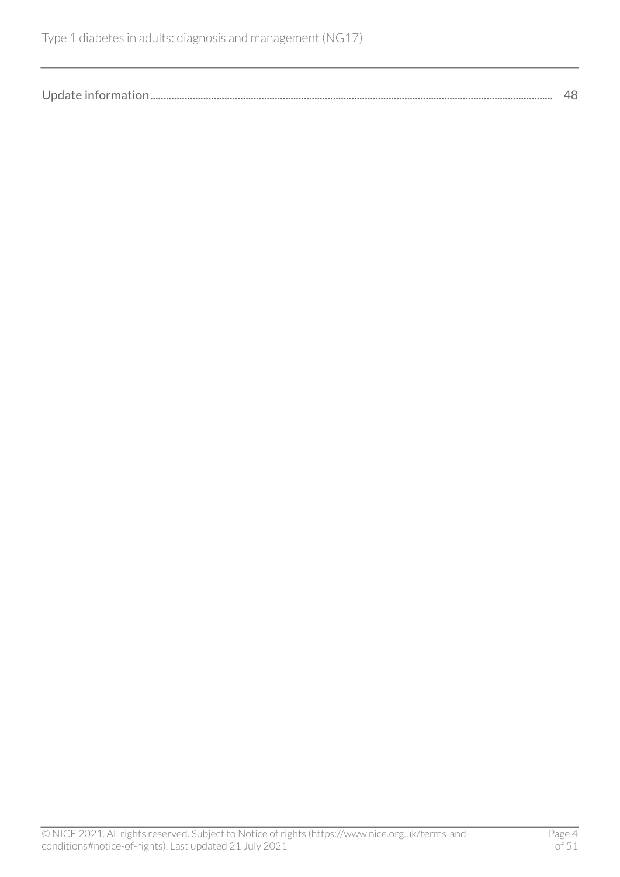Update information.......................................................................................................................................................... 48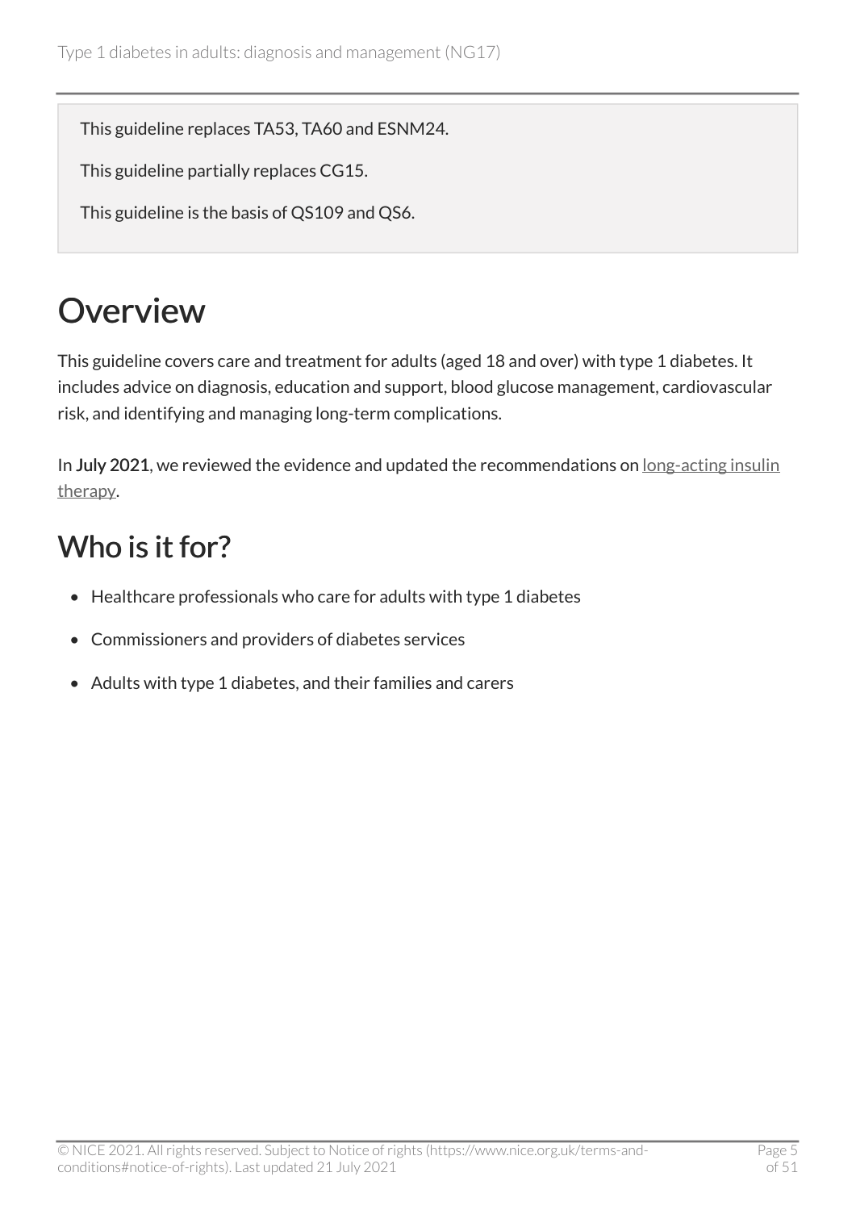This guideline replaces TA53, TA60 and ESNM24.

This guideline partially replaces CG15.

This guideline is the basis of QS109 and QS6.

# Overview

This guideline covers care and treatment for adults (aged 18 and over) with type 1 diabetes. It includes advice on diagnosis, education and support, blood glucose management, cardiovascular risk, and identifying and managing long-term complications.

In **July 2021**, we reviewed the evidence and updated the recommendations on long-acting insulin therapy.

## Who is it for?

- Healthcare professionals who care for adults with type 1 diabetes
- Commissioners and providers of diabetes services
- Adults with type 1 diabetes, and their families and carers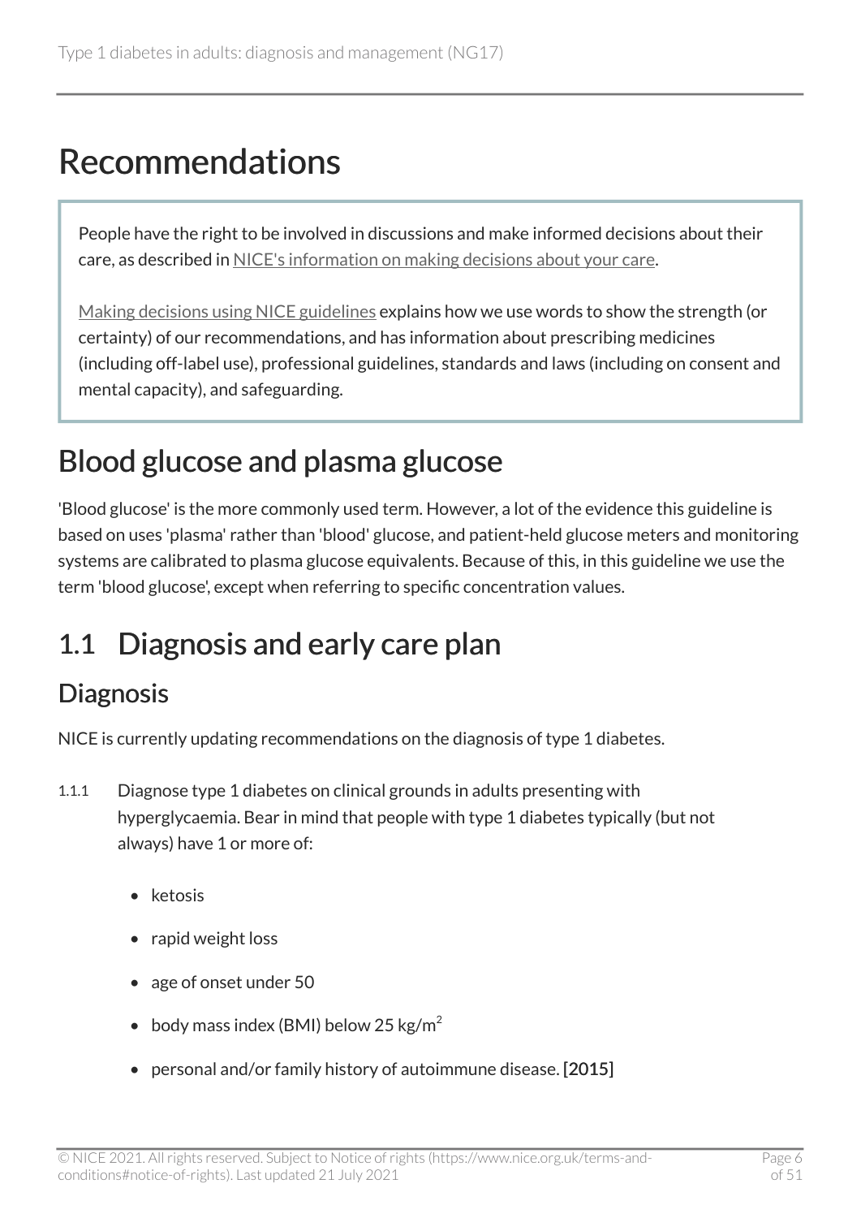# Recommendations

People have the right to be involved in discussions and make informed decisions about their care, as described in NICE's information on making decisions about your care.

Making decisions using NICE guidelines explains how we use words to show the strength (or certainty) of our recommendations, and has information about prescribing medicines (including off-label use), professional guidelines, standards and laws (including on consent and mental capacity), and safeguarding.

# Blood glucose and plasma glucose

'Blood glucose' is the more commonly used term. However, a lot of the evidence this guideline is based on uses 'plasma' rather than 'blood' glucose, and patient-held glucose meters and monitoring systems are calibrated to plasma glucose equivalents. Because of this, in this guideline we use the term 'blood glucose', except when referring to specific concentration values.

# 1.1 Diagnosis and early care plan

## Diagnosis

NICE is currently updating recommendations on the diagnosis of type 1 diabetes.

1.1.1 Diagnose type 1 diabetes on clinical grounds in adults presenting with hyperglycaemia. Bear in mind that people with type 1 diabetes typically (but not always) have 1 or more of:

- ketosis
- rapid weight loss
- age of onset under 50
- body mass index (BMI) below 25 $kg/m^2$
- personal and/or family history of autoimmune disease. **[2015]**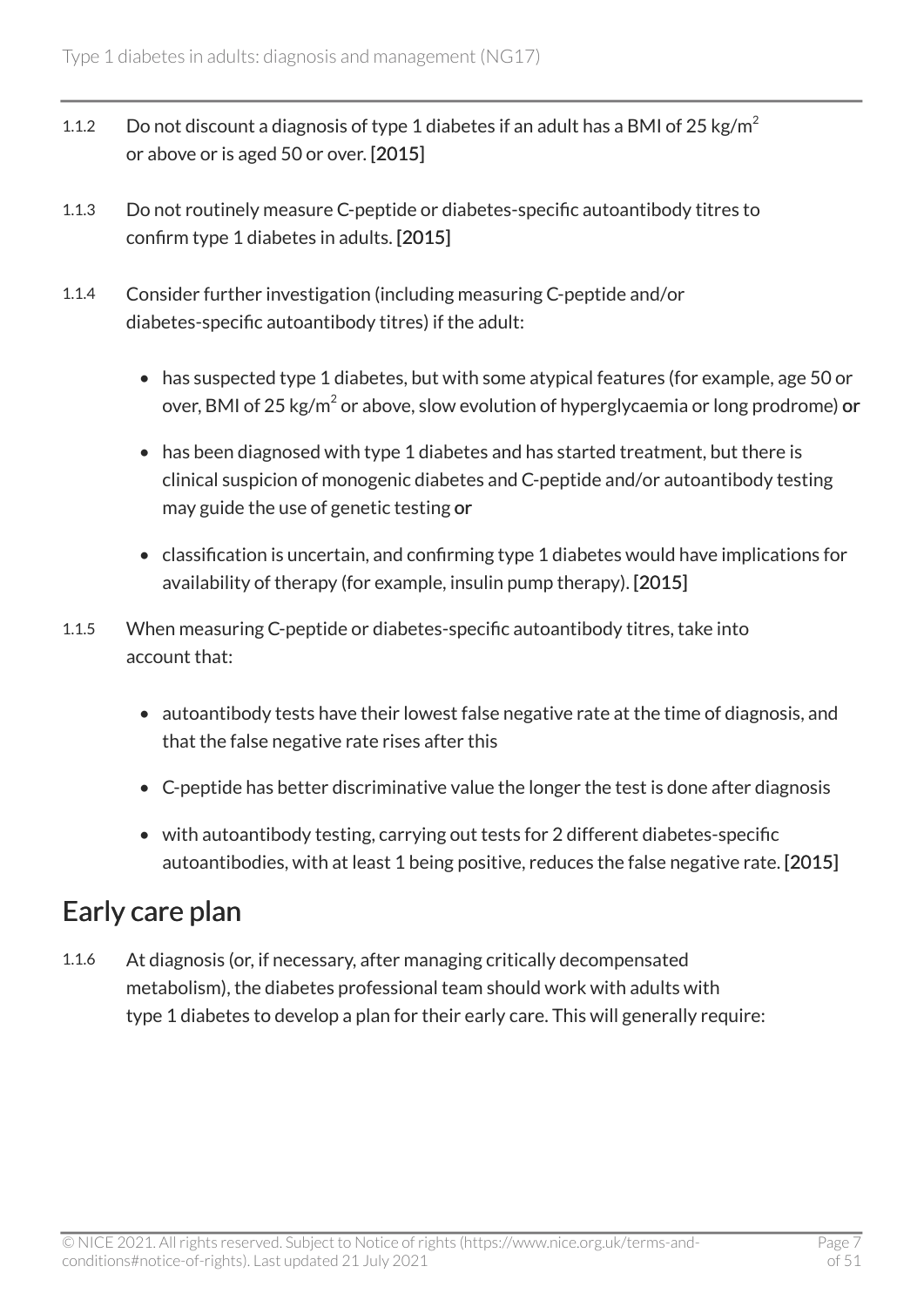1.1.2 Do not discount a diagnosis of type 1 diabetes if an adult has a BMI of 25 kg/$m^2$ or above or is aged 50 or over. **[2015]**

1.1.3 Do not routinely measure C-peptide or diabetes-specific autoantibody titres to confirm type 1 diabetes in adults. **[2015]**

1.1.4 Consider further investigation (including measuring C-peptide and/or diabetes-specific autoantibody titres) if the adult:

- has suspected type 1 diabetes, but with some atypical features (for example, age 50 or over, BMI of 25 kg/$m^2$ or above, slow evolution of hyperglycaemia or long prodrome) **or**
- has been diagnosed with type 1 diabetes and has started treatment, but there is clinical suspicion of monogenic diabetes and C-peptide and/or autoantibody testing may guide the use of genetic testing **or**
- classification is uncertain, and confirming type 1 diabetes would have implications for availability of therapy (for example, insulin pump therapy). **[2015]**

1.1.5 When measuring C-peptide or diabetes-specific autoantibody titres, take into account that:

- autoantibody tests have their lowest false negative rate at the time of diagnosis, and that the false negative rate rises after this
- C-peptide has better discriminative value the longer the test is done after diagnosis
- with autoantibody testing, carrying out tests for 2 different diabetes-specific autoantibodies, with at least 1 being positive, reduces the false negative rate. **[2015]**

## Early care plan

1.1.6 At diagnosis (or, if necessary, after managing critically decompensated metabolism), the diabetes professional team should work with adults with type 1 diabetes to develop a plan for their early care. This will generally require: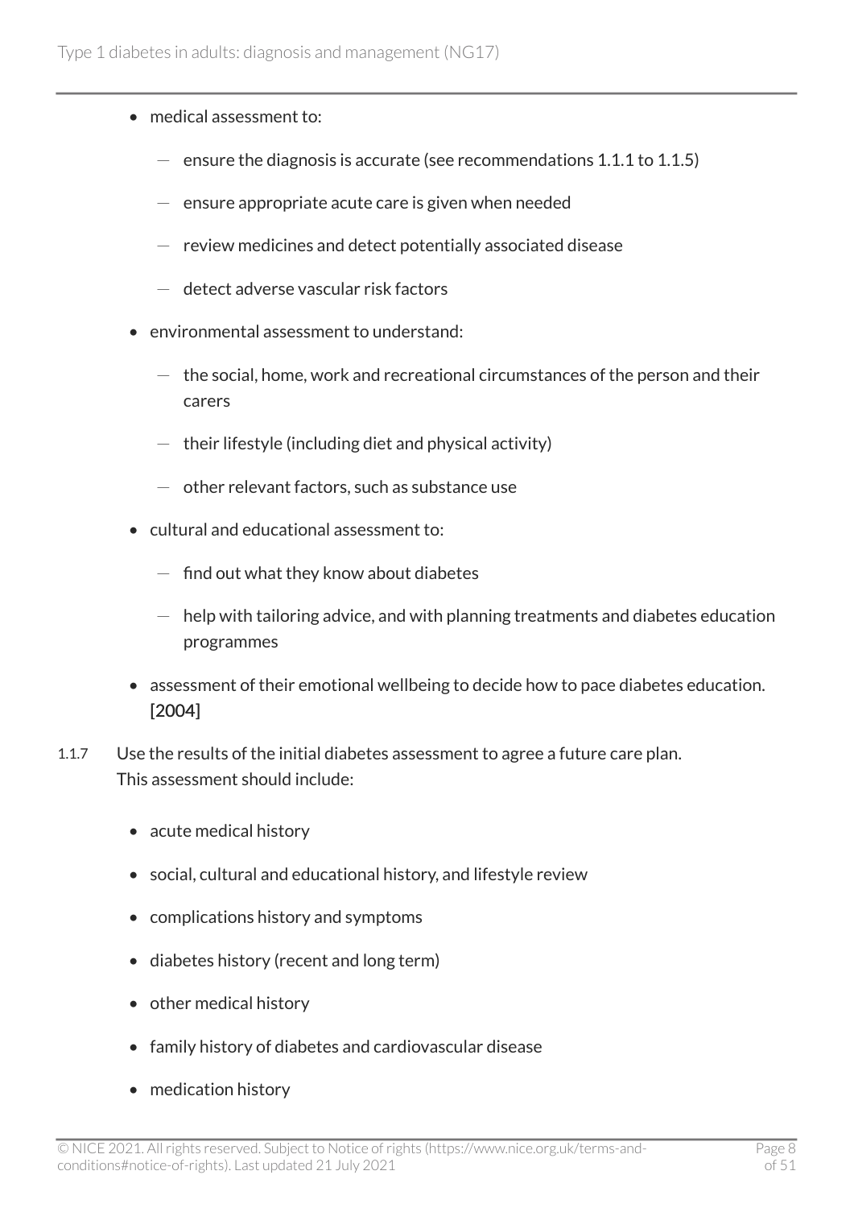- medical assessment to:
  - ensure the diagnosis is accurate (see recommendations 1.1.1 to 1.1.5)
  - ensure appropriate acute care is given when needed
  - review medicines and detect potentially associated disease
  - detect adverse vascular risk factors
- environmental assessment to understand:
  - the social, home, work and recreational circumstances of the person and their carers
  - their lifestyle (including diet and physical activity)
  - other relevant factors, such as substance use
- cultural and educational assessment to:
  - find out what they know about diabetes
  - help with tailoring advice, and with planning treatments and diabetes education programmes
- assessment of their emotional wellbeing to decide how to pace diabetes education. [2004]

1.1.7 Use the results of the initial diabetes assessment to agree a future care plan. This assessment should include:

- acute medical history
- social, cultural and educational history, and lifestyle review
- complications history and symptoms
- diabetes history (recent and long term)
- other medical history
- family history of diabetes and cardiovascular disease
- medication history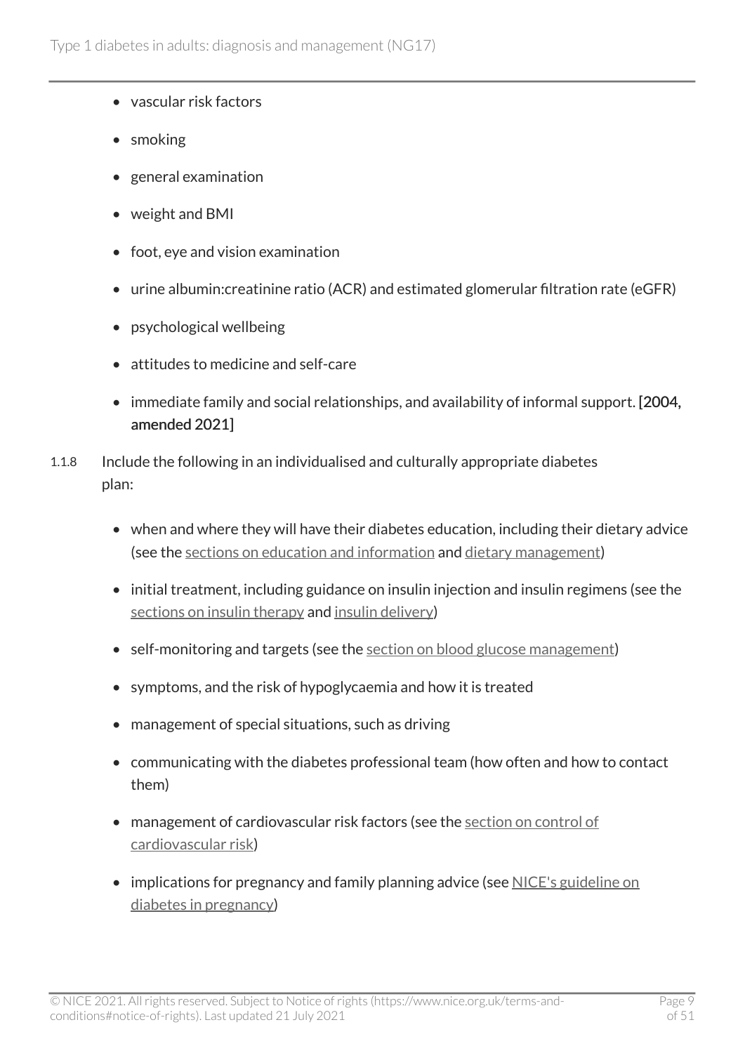- vascular risk factors
- smoking
- general examination
- weight and BMI
- foot, eye and vision examination
- urine albumin:creatinine ratio (ACR) and estimated glomerular filtration rate (eGFR)
- psychological wellbeing
- attitudes to medicine and self-care
- immediate family and social relationships, and availability of informal support. **[2004, amended 2021]**

1.1.8 Include the following in an individualised and culturally appropriate diabetes plan:

- when and where they will have their diabetes education, including their dietary advice (see the sections on education and information and dietary management)
- initial treatment, including guidance on insulin injection and insulin regimens (see the sections on insulin therapy and insulin delivery)
- self-monitoring and targets (see the section on blood glucose management)
- symptoms, and the risk of hypoglycaemia and how it is treated
- management of special situations, such as driving
- communicating with the diabetes professional team (how often and how to contact them)
- management of cardiovascular risk factors (see the section on control of cardiovascular risk)
- implications for pregnancy and family planning advice (see NICE's guideline on diabetes in pregnancy)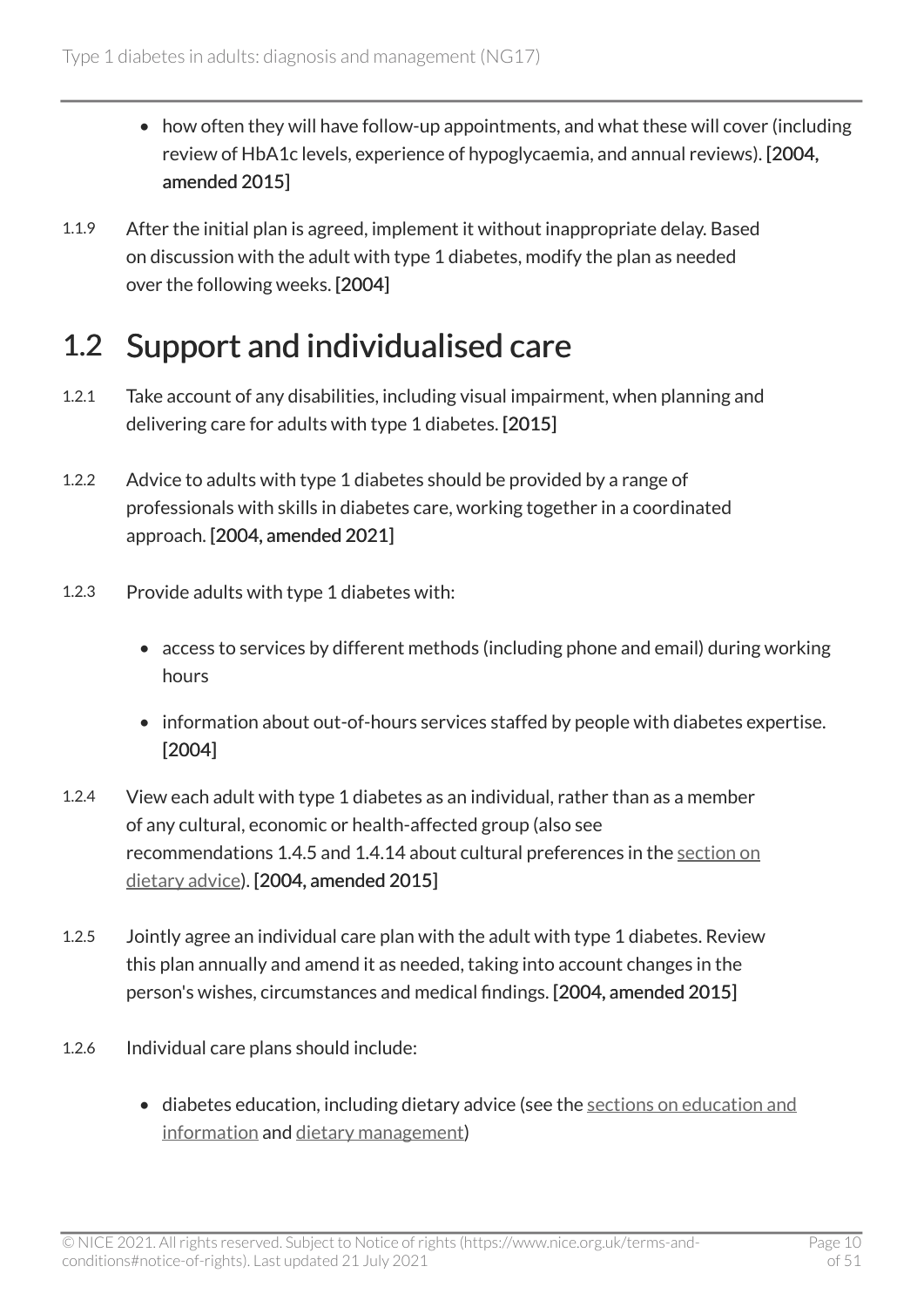- how often they will have follow-up appointments, and what these will cover (including review of HbA1c levels, experience of hypoglycaemia, and annual reviews). **[2004, amended 2015]**

1.1.9 After the initial plan is agreed, implement it without inappropriate delay. Based on discussion with the adult with type 1 diabetes, modify the plan as needed over the following weeks. **[2004]**

## 1.2 Support and individualised care

1.2.1 Take account of any disabilities, including visual impairment, when planning and delivering care for adults with type 1 diabetes. **[2015]**

1.2.2 Advice to adults with type 1 diabetes should be provided by a range of professionals with skills in diabetes care, working together in a coordinated approach. **[2004, amended 2021]**

1.2.3 Provide adults with type 1 diabetes with:

- access to services by different methods (including phone and email) during working hours
- information about out-of-hours services staffed by people with diabetes expertise. **[2004]**

1.2.4 View each adult with type 1 diabetes as an individual, rather than as a member of any cultural, economic or health-affected group (also see recommendations 1.4.5 and 1.4.14 about cultural preferences in the section on dietary advice). **[2004, amended 2015]**

1.2.5 Jointly agree an individual care plan with the adult with type 1 diabetes. Review this plan annually and amend it as needed, taking into account changes in the person's wishes, circumstances and medical findings. **[2004, amended 2015]**

1.2.6 Individual care plans should include:

- diabetes education, including dietary advice (see the sections on education and information and dietary management)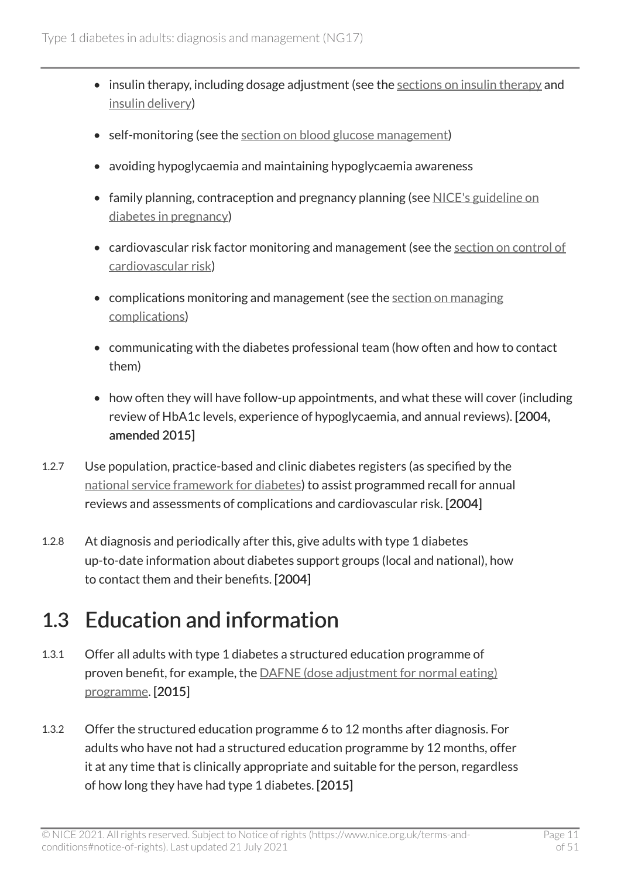- insulin therapy, including dosage adjustment (see the sections on insulin therapy and insulin delivery)
- self-monitoring (see the section on blood glucose management)
- avoiding hypoglycaemia and maintaining hypoglycaemia awareness
- family planning, contraception and pregnancy planning (see NICE's guideline on diabetes in pregnancy)
- cardiovascular risk factor monitoring and management (see the section on control of cardiovascular risk)
- complications monitoring and management (see the section on managing complications)
- communicating with the diabetes professional team (how often and how to contact them)
- how often they will have follow-up appointments, and what these will cover (including review of HbA1c levels, experience of hypoglycaemia, and annual reviews). **[2004, amended 2015]**

1.2.7 Use population, practice-based and clinic diabetes registers (as specified by the national service framework for diabetes) to assist programmed recall for annual reviews and assessments of complications and cardiovascular risk. **[2004]**

1.2.8 At diagnosis and periodically after this, give adults with type 1 diabetes up-to-date information about diabetes support groups (local and national), how to contact them and their benefits. **[2004]**

## 1.3 Education and information

1.3.1 Offer all adults with type 1 diabetes a structured education programme of proven benefit, for example, the DAFNE (dose adjustment for normal eating) programme. **[2015]**

1.3.2 Offer the structured education programme 6 to 12 months after diagnosis. For adults who have not had a structured education programme by 12 months, offer it at any time that is clinically appropriate and suitable for the person, regardless of how long they have had type 1 diabetes. **[2015]**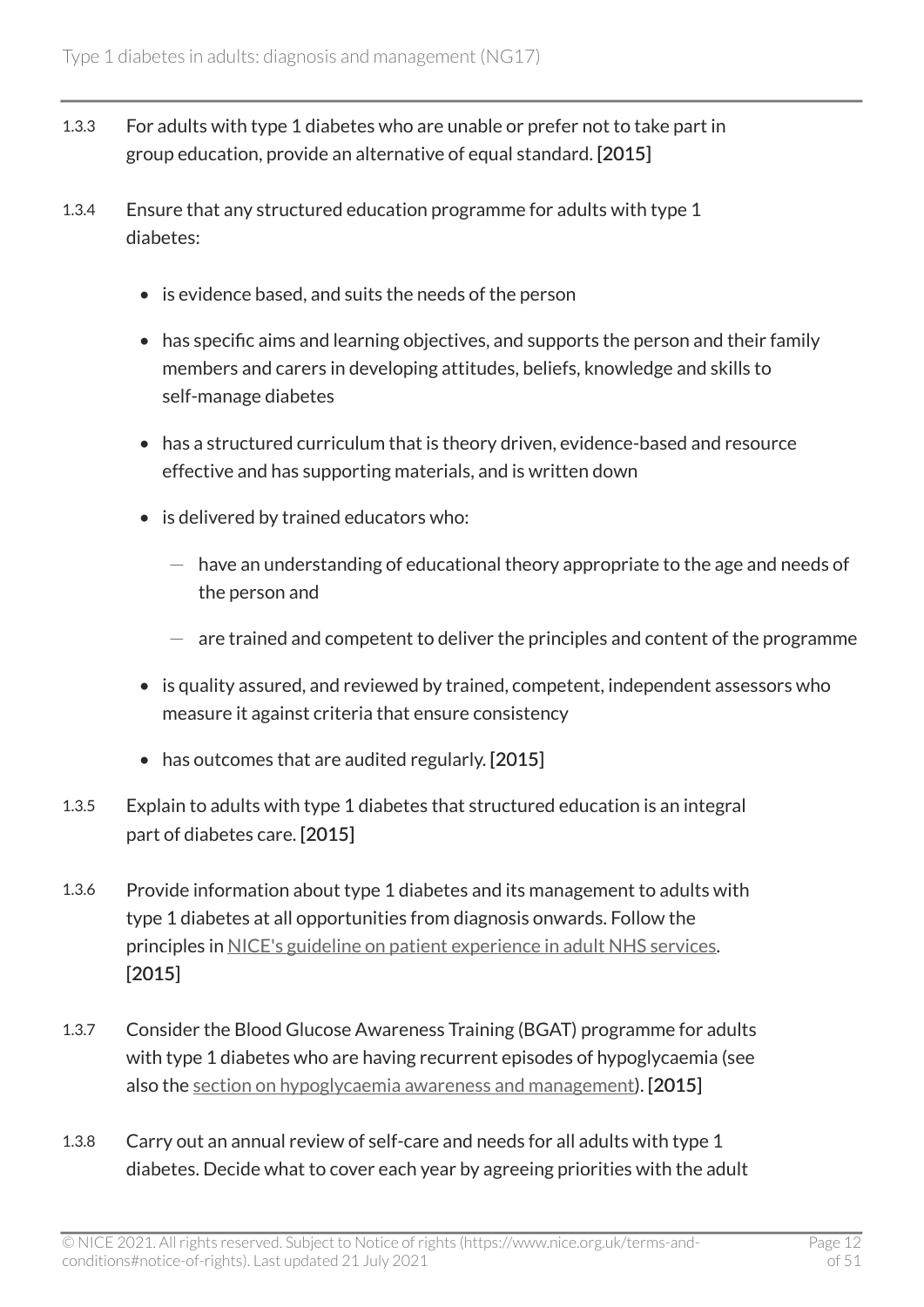1.3.3 For adults with type 1 diabetes who are unable or prefer not to take part in group education, provide an alternative of equal standard. **[2015]**

1.3.4 Ensure that any structured education programme for adults with type 1 diabetes:

- is evidence based, and suits the needs of the person
- has specific aims and learning objectives, and supports the person and their family members and carers in developing attitudes, beliefs, knowledge and skills to self-manage diabetes
- has a structured curriculum that is theory driven, evidence-based and resource effective and has supporting materials, and is written down
- is delivered by trained educators who:
  - have an understanding of educational theory appropriate to the age and needs of the person and
  - are trained and competent to deliver the principles and content of the programme
- is quality assured, and reviewed by trained, competent, independent assessors who measure it against criteria that ensure consistency
- has outcomes that are audited regularly. **[2015]**

1.3.5 Explain to adults with type 1 diabetes that structured education is an integral part of diabetes care. **[2015]**

1.3.6 Provide information about type 1 diabetes and its management to adults with type 1 diabetes at all opportunities from diagnosis onwards. Follow the principles in NICE's guideline on patient experience in adult NHS services. **[2015]**

1.3.7 Consider the Blood Glucose Awareness Training (BGAT) programme for adults with type 1 diabetes who are having recurrent episodes of hypoglycaemia (see also the section on hypoglycaemia awareness and management). **[2015]**

1.3.8 Carry out an annual review of self-care and needs for all adults with type 1 diabetes. Decide what to cover each year by agreeing priorities with the adult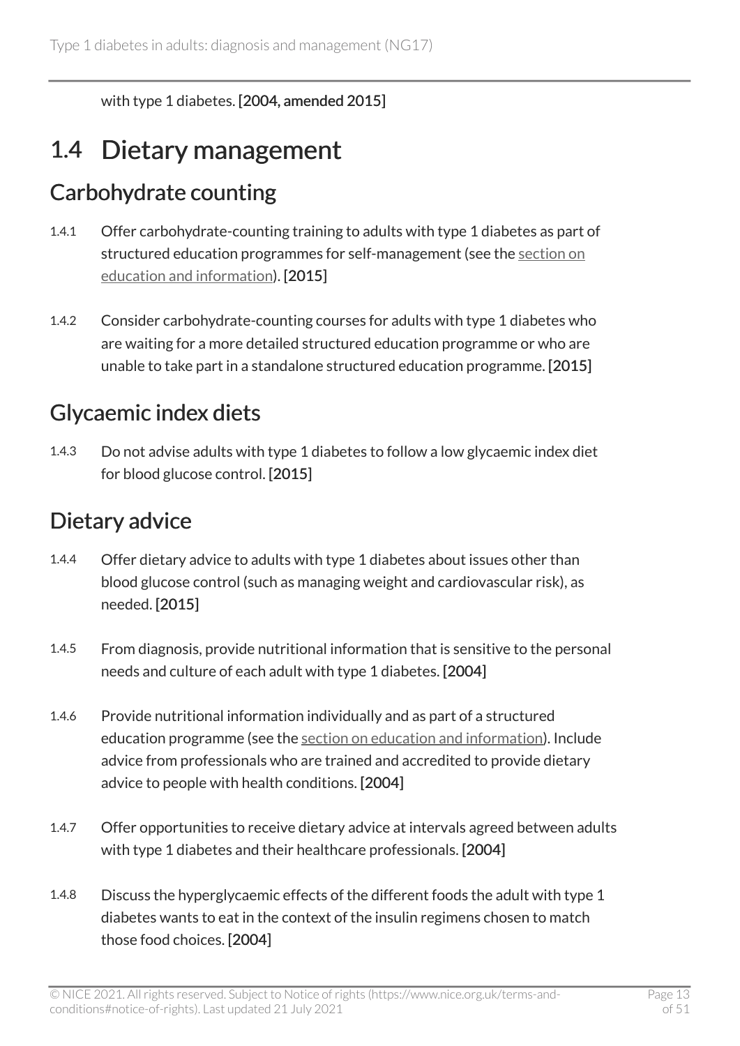with type 1 diabetes. [2004, amended 2015]

## 1.4 Dietary management

### Carbohydrate counting

1.4.1 Offer carbohydrate-counting training to adults with type 1 diabetes as part of structured education programmes for self-management (see the section on education and information). [2015]

1.4.2 Consider carbohydrate-counting courses for adults with type 1 diabetes who are waiting for a more detailed structured education programme or who are unable to take part in a standalone structured education programme. [2015]

### Glycaemic index diets

1.4.3 Do not advise adults with type 1 diabetes to follow a low glycaemic index diet for blood glucose control. [2015]

### Dietary advice

1.4.4 Offer dietary advice to adults with type 1 diabetes about issues other than blood glucose control (such as managing weight and cardiovascular risk), as needed. [2015]

1.4.5 From diagnosis, provide nutritional information that is sensitive to the personal needs and culture of each adult with type 1 diabetes. [2004]

1.4.6 Provide nutritional information individually and as part of a structured education programme (see the section on education and information). Include advice from professionals who are trained and accredited to provide dietary advice to people with health conditions. [2004]

1.4.7 Offer opportunities to receive dietary advice at intervals agreed between adults with type 1 diabetes and their healthcare professionals. [2004]

1.4.8 Discuss the hyperglycaemic effects of the different foods the adult with type 1 diabetes wants to eat in the context of the insulin regimens chosen to match those food choices. [2004]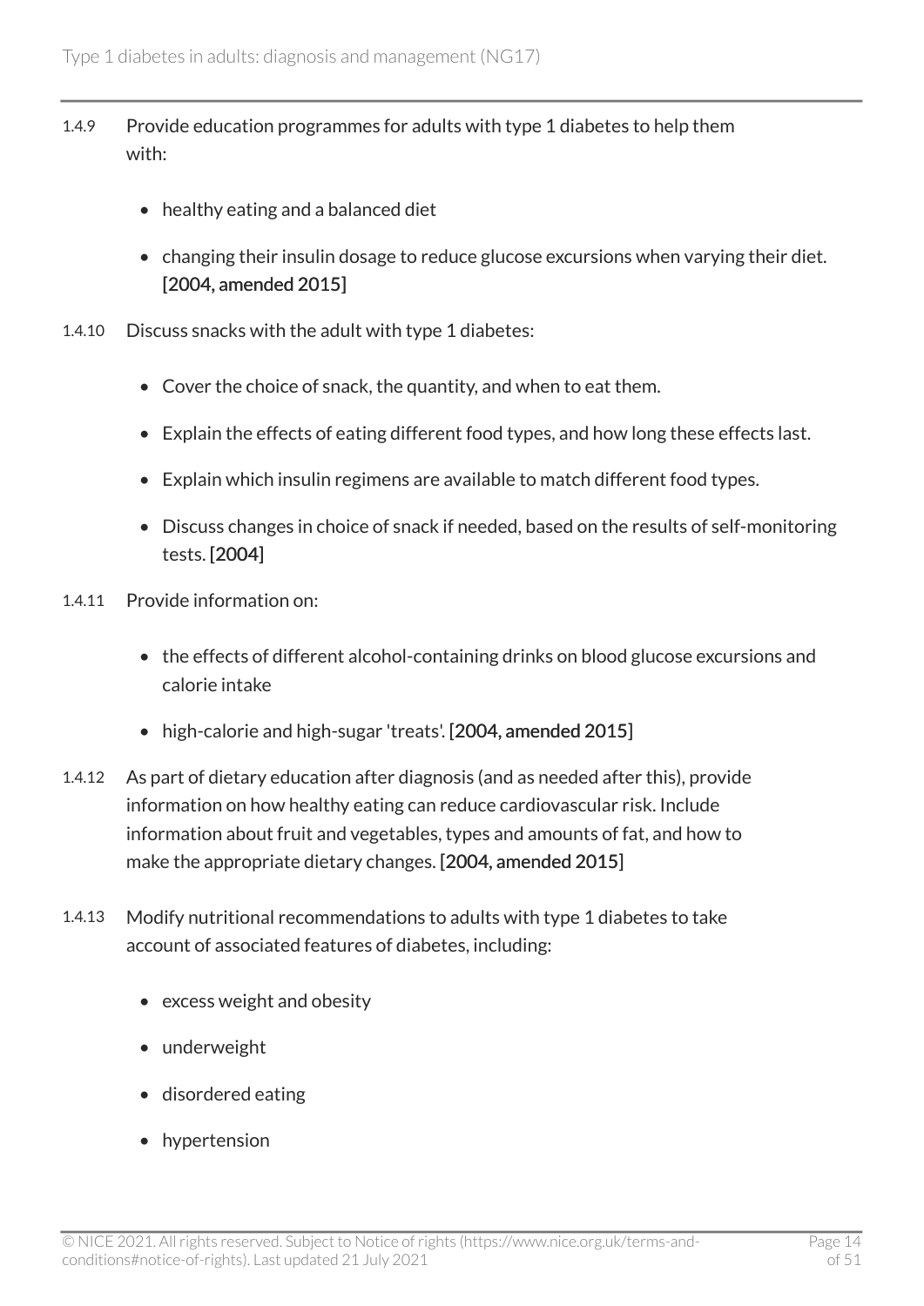1.4.9 Provide education programmes for adults with type 1 diabetes to help them with:

- healthy eating and a balanced diet
- changing their insulin dosage to reduce glucose excursions when varying their diet. **[2004, amended 2015]**

1.4.10 Discuss snacks with the adult with type 1 diabetes:

- Cover the choice of snack, the quantity, and when to eat them.
- Explain the effects of eating different food types, and how long these effects last.
- Explain which insulin regimens are available to match different food types.
- Discuss changes in choice of snack if needed, based on the results of self-monitoring tests. **[2004]**

1.4.11 Provide information on:

- the effects of different alcohol-containing drinks on blood glucose excursions and calorie intake
- high-calorie and high-sugar 'treats'. **[2004, amended 2015]**

1.4.12 As part of dietary education after diagnosis (and as needed after this), provide information on how healthy eating can reduce cardiovascular risk. Include information about fruit and vegetables, types and amounts of fat, and how to make the appropriate dietary changes. **[2004, amended 2015]**

1.4.13 Modify nutritional recommendations to adults with type 1 diabetes to take account of associated features of diabetes, including:

- excess weight and obesity
- underweight
- disordered eating
- hypertension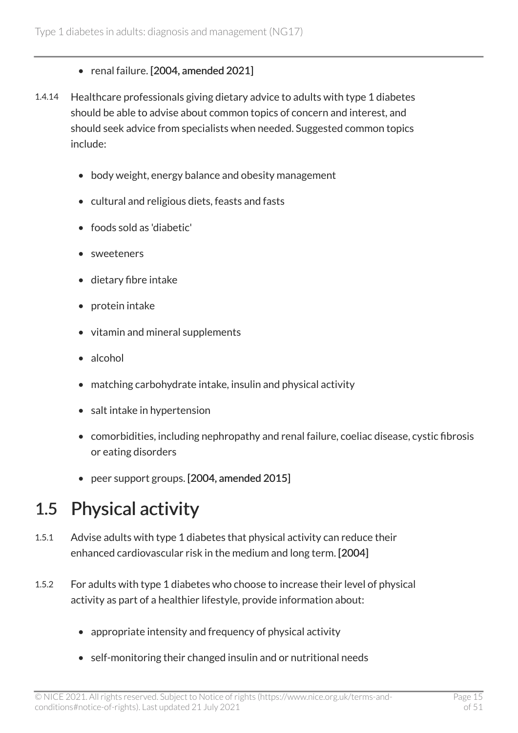- renal failure. **[2004, amended 2021]**

1.4.14 Healthcare professionals giving dietary advice to adults with type 1 diabetes should be able to advise about common topics of concern and interest, and should seek advice from specialists when needed. Suggested common topics include:

- body weight, energy balance and obesity management
- cultural and religious diets, feasts and fasts
- foods sold as 'diabetic'
- sweeteners
- dietary fibre intake
- protein intake
- vitamin and mineral supplements
- alcohol
- matching carbohydrate intake, insulin and physical activity
- salt intake in hypertension
- comorbidities, including nephropathy and renal failure, coeliac disease, cystic fibrosis or eating disorders
- peer support groups. **[2004, amended 2015]**

## 1.5 Physical activity

1.5.1 Advise adults with type 1 diabetes that physical activity can reduce their enhanced cardiovascular risk in the medium and long term. **[2004]**

1.5.2 For adults with type 1 diabetes who choose to increase their level of physical activity as part of a healthier lifestyle, provide information about:

- appropriate intensity and frequency of physical activity
- self-monitoring their changed insulin and or nutritional needs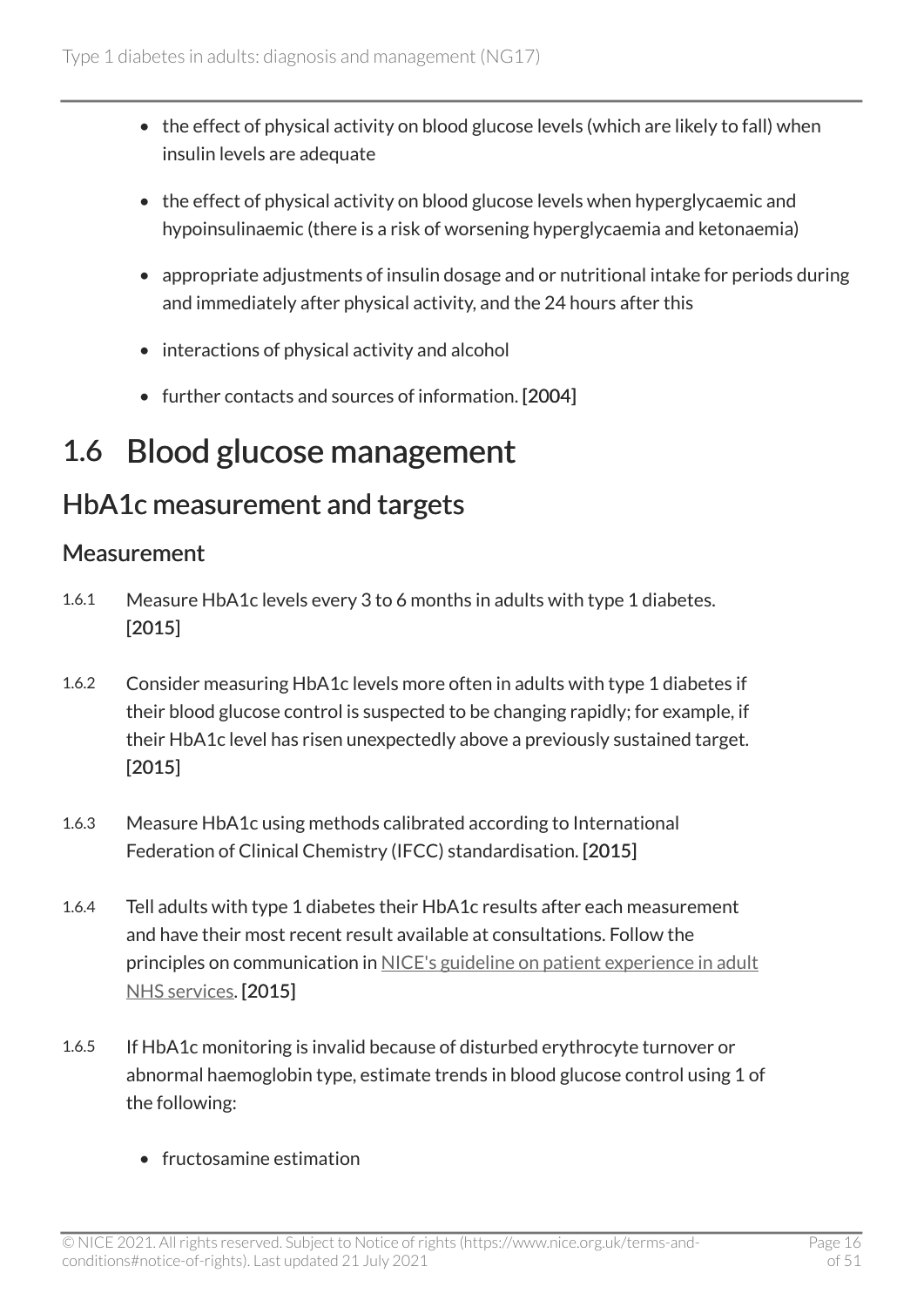- the effect of physical activity on blood glucose levels (which are likely to fall) when insulin levels are adequate
- the effect of physical activity on blood glucose levels when hyperglycaemic and hypoinsulinaemic (there is a risk of worsening hyperglycaemia and ketonaemia)
- appropriate adjustments of insulin dosage and or nutritional intake for periods during and immediately after physical activity, and the 24 hours after this
- interactions of physical activity and alcohol
- further contacts and sources of information. [2004]

# 1.6 Blood glucose management

## HbA1c measurement and targets

### Measurement

1.6.1 Measure HbA1c levels every 3 to 6 months in adults with type 1 diabetes. [2015]

1.6.2 Consider measuring HbA1c levels more often in adults with type 1 diabetes if their blood glucose control is suspected to be changing rapidly; for example, if their HbA1c level has risen unexpectedly above a previously sustained target. [2015]

1.6.3 Measure HbA1c using methods calibrated according to International Federation of Clinical Chemistry (IFCC) standardisation. [2015]

1.6.4 Tell adults with type 1 diabetes their HbA1c results after each measurement and have their most recent result available at consultations. Follow the principles on communication in NICE's guideline on patient experience in adult NHS services. [2015]

1.6.5 If HbA1c monitoring is invalid because of disturbed erythrocyte turnover or abnormal haemoglobin type, estimate trends in blood glucose control using 1 of the following:

- fructosamine estimation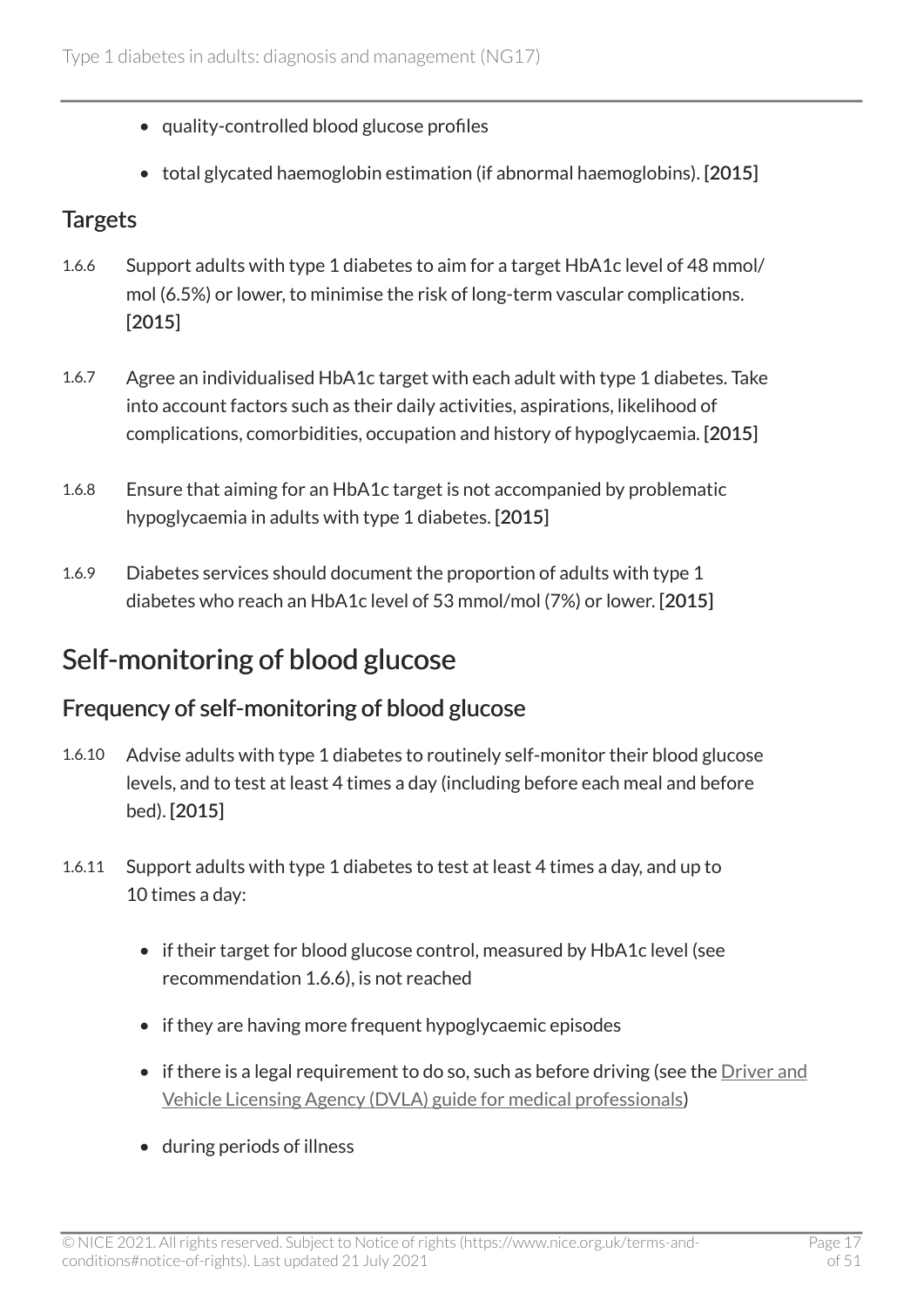- quality-controlled blood glucose profiles
- total glycated haemoglobin estimation (if abnormal haemoglobins). **[2015]**

### Targets

1.6.6 Support adults with type 1 diabetes to aim for a target HbA1c level of 48 mmol/mol (6.5%) or lower, to minimise the risk of long-term vascular complications. **[2015]**

1.6.7 Agree an individualised HbA1c target with each adult with type 1 diabetes. Take into account factors such as their daily activities, aspirations, likelihood of complications, comorbidities, occupation and history of hypoglycaemia. **[2015]**

1.6.8 Ensure that aiming for an HbA1c target is not accompanied by problematic hypoglycaemia in adults with type 1 diabetes. **[2015]**

1.6.9 Diabetes services should document the proportion of adults with type 1 diabetes who reach an HbA1c level of 53 mmol/mol (7%) or lower. **[2015]**

## Self-monitoring of blood glucose

### Frequency of self-monitoring of blood glucose

1.6.10 Advise adults with type 1 diabetes to routinely self-monitor their blood glucose levels, and to test at least 4 times a day (including before each meal and before bed). **[2015]**

1.6.11 Support adults with type 1 diabetes to test at least 4 times a day, and up to 10 times a day:

- if their target for blood glucose control, measured by HbA1c level (see recommendation 1.6.6), is not reached
- if they are having more frequent hypoglycaemic episodes
- if there is a legal requirement to do so, such as before driving (see the Driver and Vehicle Licensing Agency (DVLA) guide for medical professionals)
- during periods of illness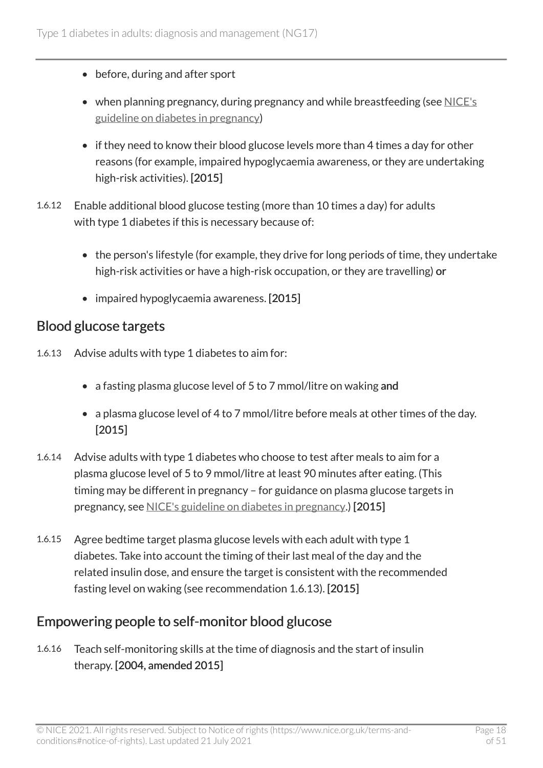- before, during and after sport
- when planning pregnancy, during pregnancy and while breastfeeding (see NICE's guideline on diabetes in pregnancy)
- if they need to know their blood glucose levels more than 4 times a day for other reasons (for example, impaired hypoglycaemia awareness, or they are undertaking high-risk activities). **[2015]**

1.6.12 Enable additional blood glucose testing (more than 10 times a day) for adults with type 1 diabetes if this is necessary because of:

- the person's lifestyle (for example, they drive for long periods of time, they undertake high-risk activities or have a high-risk occupation, or they are travelling) **or**
- impaired hypoglycaemia awareness. **[2015]**

## Blood glucose targets

1.6.13 Advise adults with type 1 diabetes to aim for:

- a fasting plasma glucose level of 5 to 7 mmol/litre on waking **and**
- a plasma glucose level of 4 to 7 mmol/litre before meals at other times of the day. **[2015]**

1.6.14 Advise adults with type 1 diabetes who choose to test after meals to aim for a plasma glucose level of 5 to 9 mmol/litre at least 90 minutes after eating. (This timing may be different in pregnancy – for guidance on plasma glucose targets in pregnancy, see NICE's guideline on diabetes in pregnancy.) **[2015]**

1.6.15 Agree bedtime target plasma glucose levels with each adult with type 1 diabetes. Take into account the timing of their last meal of the day and the related insulin dose, and ensure the target is consistent with the recommended fasting level on waking (see recommendation 1.6.13). **[2015]**

## Empowering people to self-monitor blood glucose

1.6.16 Teach self-monitoring skills at the time of diagnosis and the start of insulin therapy. **[2004, amended 2015]**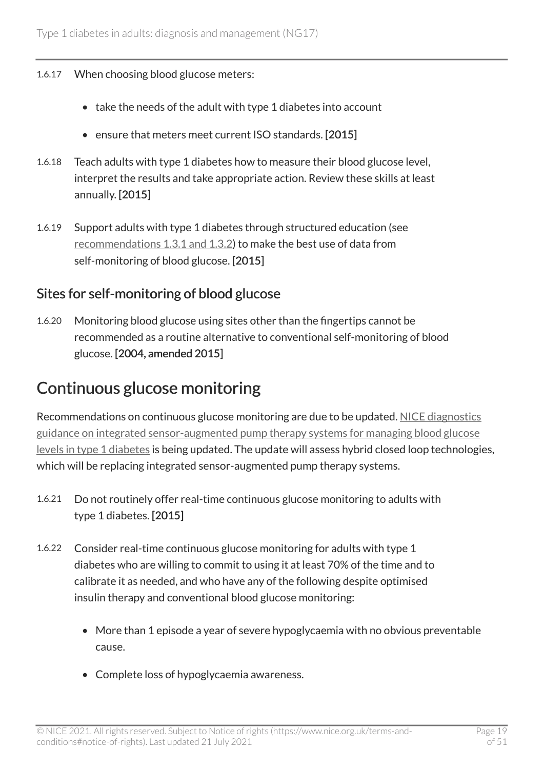1.6.17 When choosing blood glucose meters:

- take the needs of the adult with type 1 diabetes into account
- ensure that meters meet current ISO standards. **[2015]**

1.6.18 Teach adults with type 1 diabetes how to measure their blood glucose level, interpret the results and take appropriate action. Review these skills at least annually. **[2015]**

1.6.19 Support adults with type 1 diabetes through structured education (see recommendations 1.3.1 and 1.3.2) to make the best use of data from self-monitoring of blood glucose. **[2015]**

### Sites for self-monitoring of blood glucose

1.6.20 Monitoring blood glucose using sites other than the fingertips cannot be recommended as a routine alternative to conventional self-monitoring of blood glucose. **[2004, amended 2015]**

## Continuous glucose monitoring

Recommendations on continuous glucose monitoring are due to be updated. NICE diagnostics guidance on integrated sensor-augmented pump therapy systems for managing blood glucose levels in type 1 diabetes is being updated. The update will assess hybrid closed loop technologies, which will be replacing integrated sensor-augmented pump therapy systems.

1.6.21 Do not routinely offer real-time continuous glucose monitoring to adults with type 1 diabetes. **[2015]**

1.6.22 Consider real-time continuous glucose monitoring for adults with type 1 diabetes who are willing to commit to using it at least 70% of the time and to calibrate it as needed, and who have any of the following despite optimised insulin therapy and conventional blood glucose monitoring:

- More than 1 episode a year of severe hypoglycaemia with no obvious preventable cause.
- Complete loss of hypoglycaemia awareness.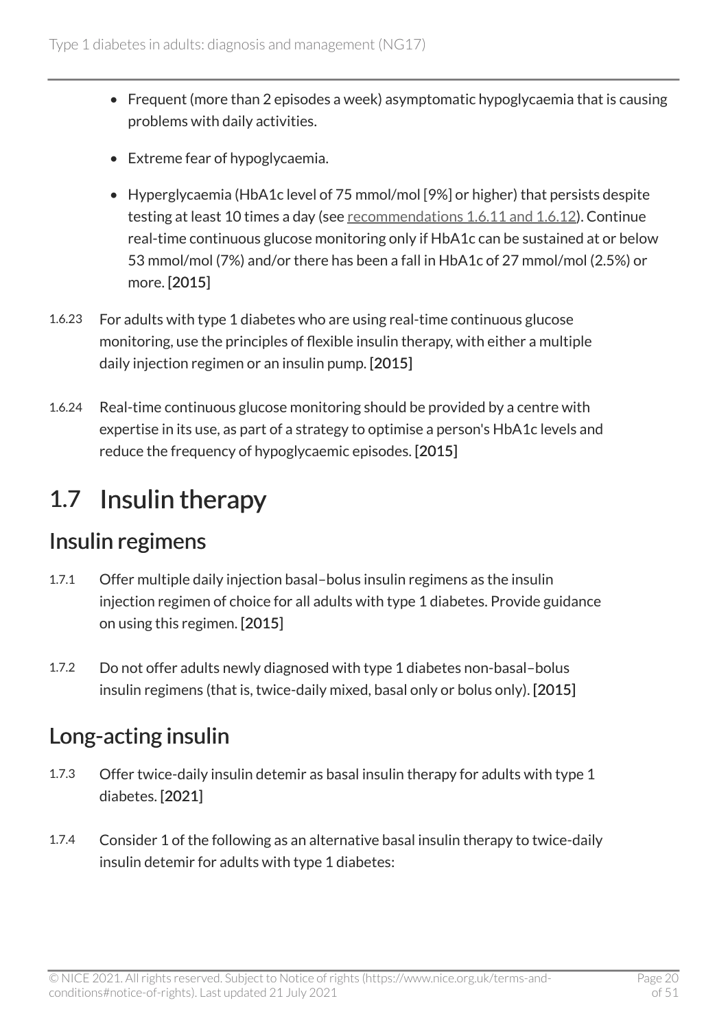- Frequent (more than 2 episodes a week) asymptomatic hypoglycaemia that is causing problems with daily activities.
- Extreme fear of hypoglycaemia.
- Hyperglycaemia (HbA1c level of 75 mmol/mol [9%] or higher) that persists despite testing at least 10 times a day (see recommendations 1.6.11 and 1.6.12). Continue real-time continuous glucose monitoring only if HbA1c can be sustained at or below 53 mmol/mol (7%) and/or there has been a fall in HbA1c of 27 mmol/mol (2.5%) or more. **[2015]**

1.6.23 For adults with type 1 diabetes who are using real-time continuous glucose monitoring, use the principles of flexible insulin therapy, with either a multiple daily injection regimen or an insulin pump. **[2015]**

1.6.24 Real-time continuous glucose monitoring should be provided by a centre with expertise in its use, as part of a strategy to optimise a person's HbA1c levels and reduce the frequency of hypoglycaemic episodes. **[2015]**

# 1.7 Insulin therapy

## Insulin regimens

1.7.1 Offer multiple daily injection basal–bolus insulin regimens as the insulin injection regimen of choice for all adults with type 1 diabetes. Provide guidance on using this regimen. **[2015]**

1.7.2 Do not offer adults newly diagnosed with type 1 diabetes non-basal–bolus insulin regimens (that is, twice-daily mixed, basal only or bolus only). **[2015]**

## Long-acting insulin

1.7.3 Offer twice-daily insulin detemir as basal insulin therapy for adults with type 1 diabetes. **[2021]**

1.7.4 Consider 1 of the following as an alternative basal insulin therapy to twice-daily insulin detemir for adults with type 1 diabetes: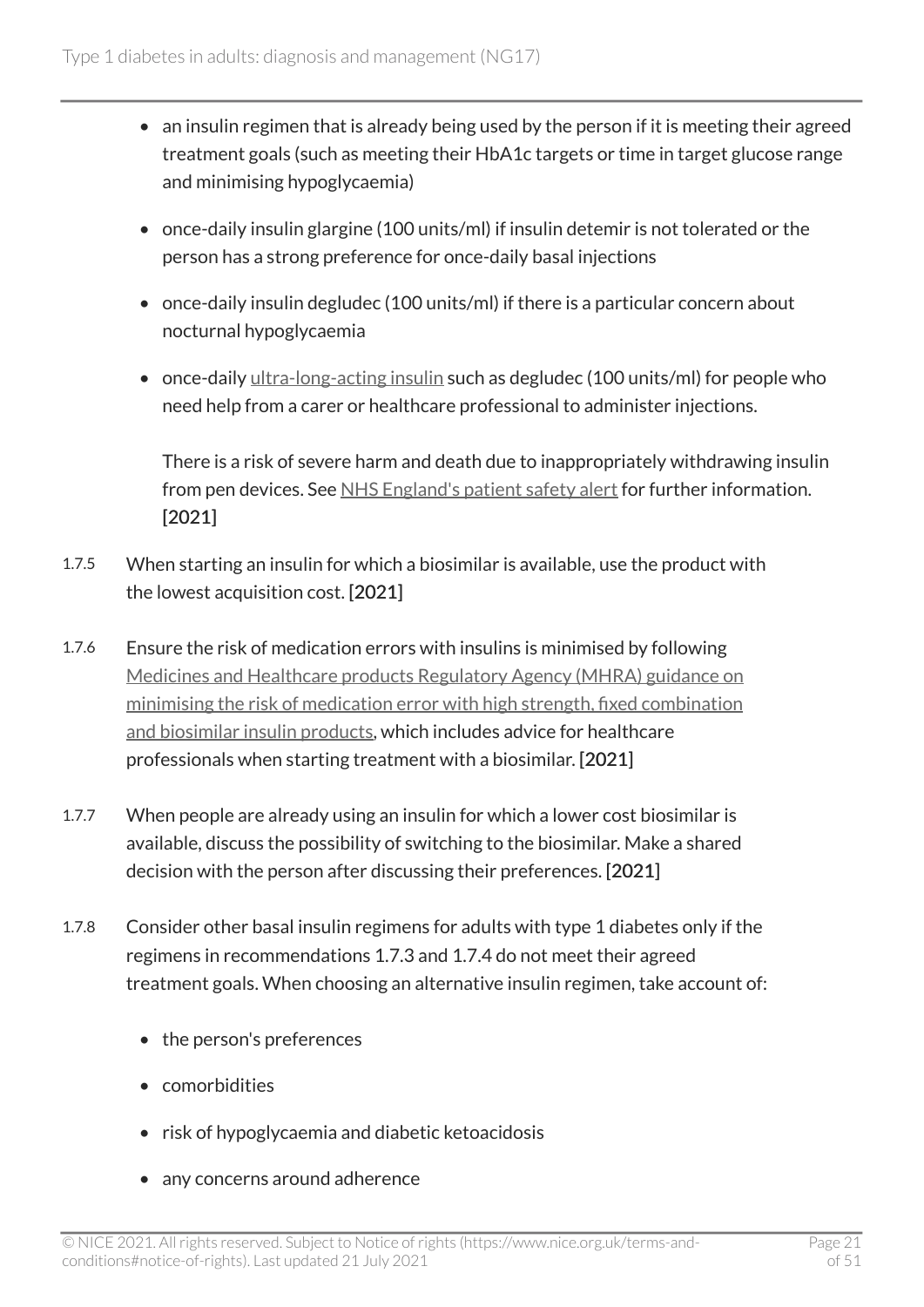- an insulin regimen that is already being used by the person if it is meeting their agreed treatment goals (such as meeting their HbA1c targets or time in target glucose range and minimising hypoglycaemia)
- once-daily insulin glargine (100 units/ml) if insulin detemir is not tolerated or the person has a strong preference for once-daily basal injections
- once-daily insulin degludec (100 units/ml) if there is a particular concern about nocturnal hypoglycaemia
- once-daily ultra-long-acting insulin such as degludec (100 units/ml) for people who need help from a carer or healthcare professional to administer injections.

  There is a risk of severe harm and death due to inappropriately withdrawing insulin from pen devices. See NHS England's patient safety alert for further information. [2021]

1.7.5 When starting an insulin for which a biosimilar is available, use the product with the lowest acquisition cost. [2021]

1.7.6 Ensure the risk of medication errors with insulins is minimised by following Medicines and Healthcare products Regulatory Agency (MHRA) guidance on minimising the risk of medication error with high strength, fixed combination and biosimilar insulin products, which includes advice for healthcare professionals when starting treatment with a biosimilar. [2021]

1.7.7 When people are already using an insulin for which a lower cost biosimilar is available, discuss the possibility of switching to the biosimilar. Make a shared decision with the person after discussing their preferences. [2021]

1.7.8 Consider other basal insulin regimens for adults with type 1 diabetes only if the regimens in recommendations 1.7.3 and 1.7.4 do not meet their agreed treatment goals. When choosing an alternative insulin regimen, take account of:

- the person's preferences
- comorbidities
- risk of hypoglycaemia and diabetic ketoacidosis
- any concerns around adherence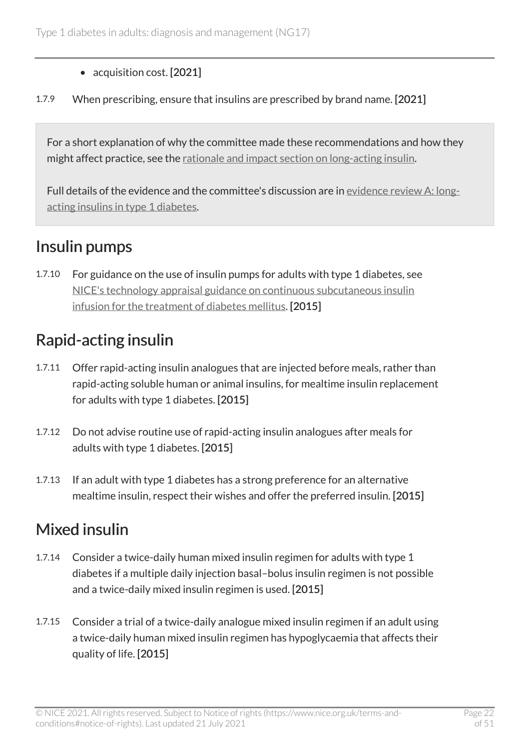- acquisition cost. **[2021]**

1.7.9 When prescribing, ensure that insulins are prescribed by brand name. **[2021]**

For a short explanation of why the committee made these recommendations and how they might affect practice, see the rationale and impact section on long-acting insulin.

Full details of the evidence and the committee's discussion are in evidence review A: long-acting insulins in type 1 diabetes.

## Insulin pumps

1.7.10 For guidance on the use of insulin pumps for adults with type 1 diabetes, see NICE's technology appraisal guidance on continuous subcutaneous insulin infusion for the treatment of diabetes mellitus. **[2015]**

## Rapid-acting insulin

1.7.11 Offer rapid-acting insulin analogues that are injected before meals, rather than rapid-acting soluble human or animal insulins, for mealtime insulin replacement for adults with type 1 diabetes. **[2015]**

1.7.12 Do not advise routine use of rapid-acting insulin analogues after meals for adults with type 1 diabetes. **[2015]**

1.7.13 If an adult with type 1 diabetes has a strong preference for an alternative mealtime insulin, respect their wishes and offer the preferred insulin. **[2015]**

## Mixed insulin

1.7.14 Consider a twice-daily human mixed insulin regimen for adults with type 1 diabetes if a multiple daily injection basal–bolus insulin regimen is not possible and a twice-daily mixed insulin regimen is used. **[2015]**

1.7.15 Consider a trial of a twice-daily analogue mixed insulin regimen if an adult using a twice-daily human mixed insulin regimen has hypoglycaemia that affects their quality of life. **[2015]**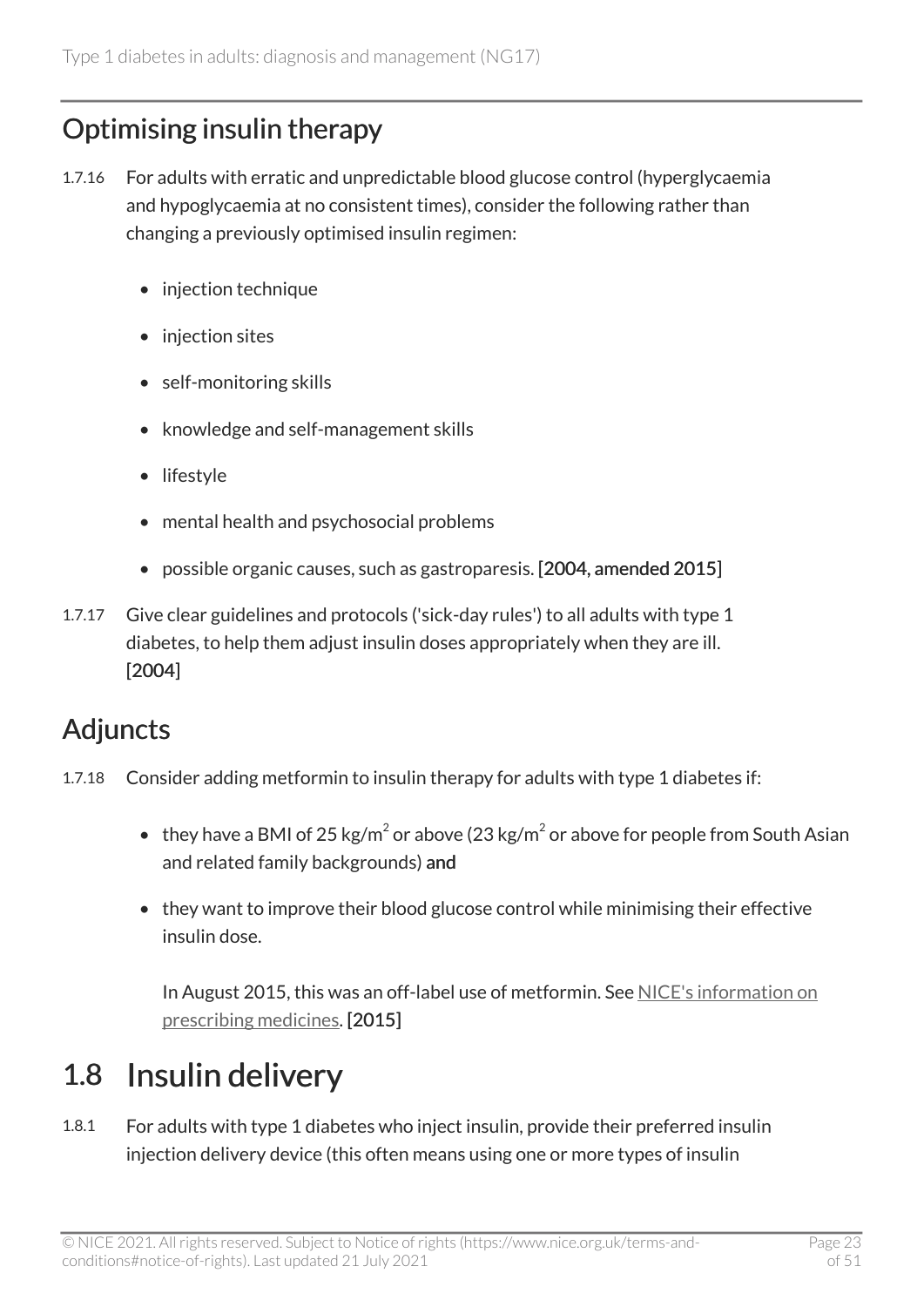## Optimising insulin therapy

1.7.16 For adults with erratic and unpredictable blood glucose control (hyperglycaemia and hypoglycaemia at no consistent times), consider the following rather than changing a previously optimised insulin regimen:

- injection technique
- injection sites
- self-monitoring skills
- knowledge and self-management skills
- lifestyle
- mental health and psychosocial problems
- possible organic causes, such as gastroparesis. **[2004, amended 2015]**

1.7.17 Give clear guidelines and protocols ('sick-day rules') to all adults with type 1 diabetes, to help them adjust insulin doses appropriately when they are ill. **[2004]**

## Adjuncts

1.7.18 Consider adding metformin to insulin therapy for adults with type 1 diabetes if:

- they have a BMI of 25 $kg/m^2$ or above (23 $kg/m^2$ or above for people from South Asian and related family backgrounds) **and**
- they want to improve their blood glucose control while minimising their effective insulin dose.

  In August 2015, this was an off-label use of metformin. See [NICE's information on prescribing medicines](). **[2015]**

# 1.8 Insulin delivery

1.8.1 For adults with type 1 diabetes who inject insulin, provide their preferred insulin injection delivery device (this often means using one or more types of insulin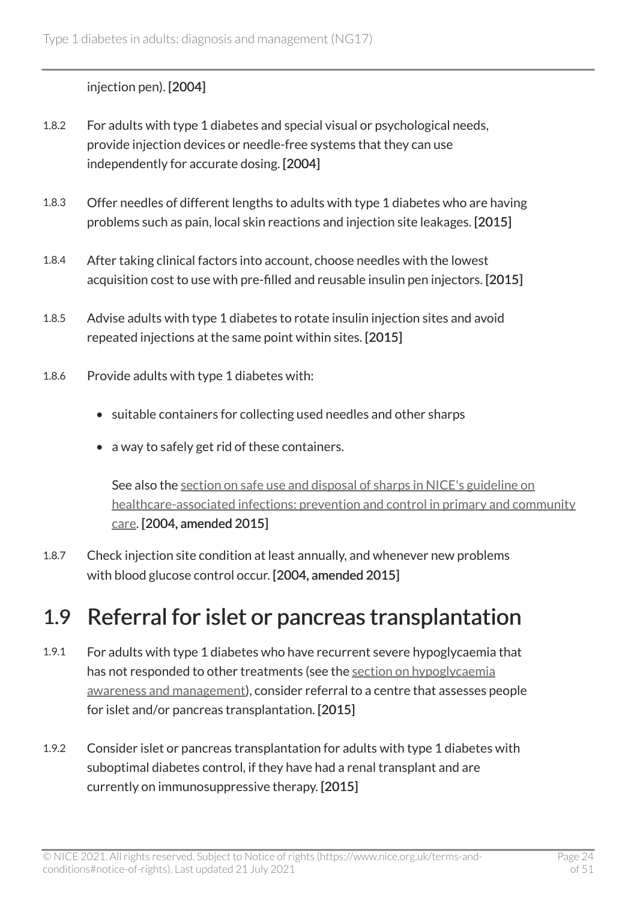injection pen). **[2004]**

1.8.2 For adults with type 1 diabetes and special visual or psychological needs, provide injection devices or needle-free systems that they can use independently for accurate dosing. **[2004]**

1.8.3 Offer needles of different lengths to adults with type 1 diabetes who are having problems such as pain, local skin reactions and injection site leakages. **[2015]**

1.8.4 After taking clinical factors into account, choose needles with the lowest acquisition cost to use with pre-filled and reusable insulin pen injectors. **[2015]**

1.8.5 Advise adults with type 1 diabetes to rotate insulin injection sites and avoid repeated injections at the same point within sites. **[2015]**

1.8.6 Provide adults with type 1 diabetes with:

- suitable containers for collecting used needles and other sharps
- a way to safely get rid of these containers.

  See also the section on safe use and disposal of sharps in NICE's guideline on healthcare-associated infections: prevention and control in primary and community care. **[2004, amended 2015]**

1.8.7 Check injection site condition at least annually, and whenever new problems with blood glucose control occur. **[2004, amended 2015]**

## 1.9 Referral for islet or pancreas transplantation

1.9.1 For adults with type 1 diabetes who have recurrent severe hypoglycaemia that has not responded to other treatments (see the section on hypoglycaemia awareness and management), consider referral to a centre that assesses people for islet and/or pancreas transplantation. **[2015]**

1.9.2 Consider islet or pancreas transplantation for adults with type 1 diabetes with suboptimal diabetes control, if they have had a renal transplant and are currently on immunosuppressive therapy. **[2015]**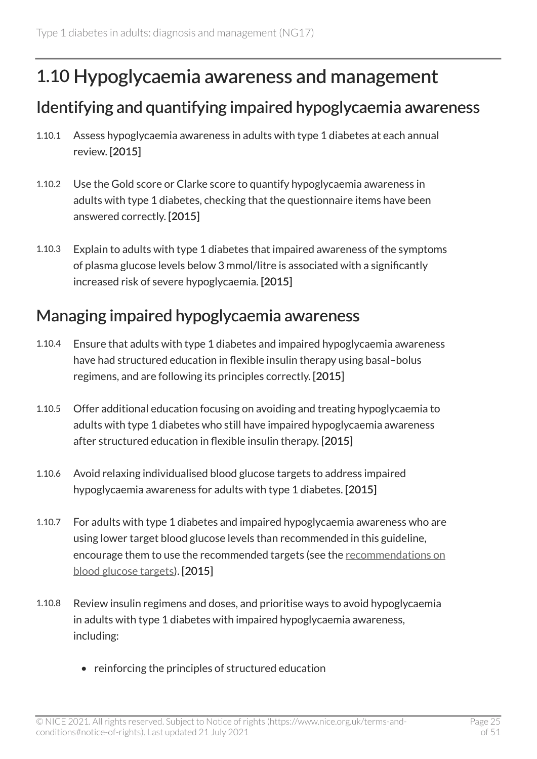## 1.10 Hypoglycaemia awareness and management

### Identifying and quantifying impaired hypoglycaemia awareness

1.10.1 Assess hypoglycaemia awareness in adults with type 1 diabetes at each annual review. [2015]

1.10.2 Use the Gold score or Clarke score to quantify hypoglycaemia awareness in adults with type 1 diabetes, checking that the questionnaire items have been answered correctly. [2015]

1.10.3 Explain to adults with type 1 diabetes that impaired awareness of the symptoms of plasma glucose levels below 3 mmol/litre is associated with a significantly increased risk of severe hypoglycaemia. [2015]

### Managing impaired hypoglycaemia awareness

1.10.4 Ensure that adults with type 1 diabetes and impaired hypoglycaemia awareness have had structured education in flexible insulin therapy using basal–bolus regimens, and are following its principles correctly. [2015]

1.10.5 Offer additional education focusing on avoiding and treating hypoglycaemia to adults with type 1 diabetes who still have impaired hypoglycaemia awareness after structured education in flexible insulin therapy. [2015]

1.10.6 Avoid relaxing individualised blood glucose targets to address impaired hypoglycaemia awareness for adults with type 1 diabetes. [2015]

1.10.7 For adults with type 1 diabetes and impaired hypoglycaemia awareness who are using lower target blood glucose levels than recommended in this guideline, encourage them to use the recommended targets (see the recommendations on blood glucose targets). [2015]

1.10.8 Review insulin regimens and doses, and prioritise ways to avoid hypoglycaemia in adults with type 1 diabetes with impaired hypoglycaemia awareness, including:

- reinforcing the principles of structured education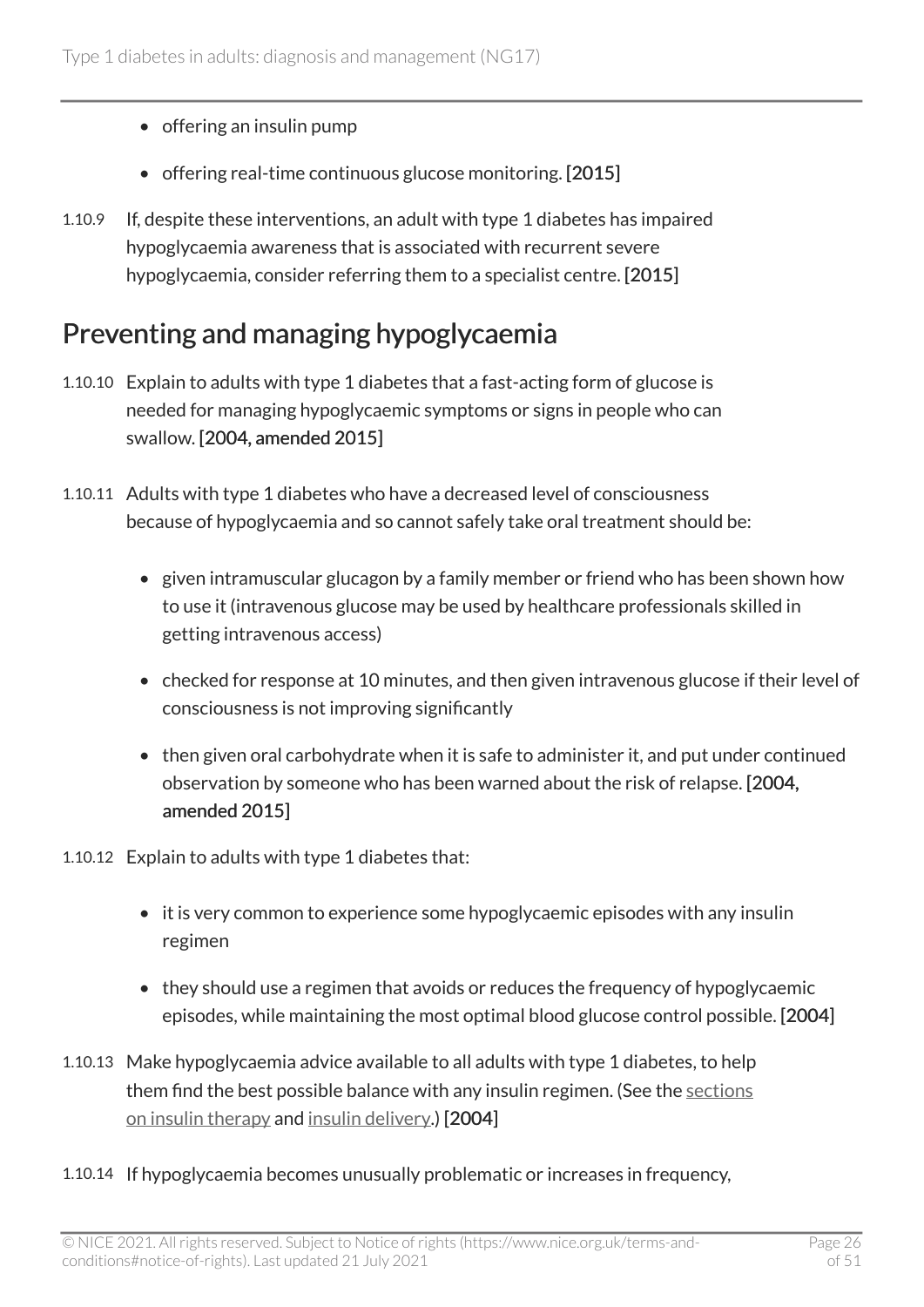- offering an insulin pump
- offering real-time continuous glucose monitoring. **[2015]**

1.10.9 If, despite these interventions, an adult with type 1 diabetes has impaired hypoglycaemia awareness that is associated with recurrent severe hypoglycaemia, consider referring them to a specialist centre. **[2015]**

## Preventing and managing hypoglycaemia

1.10.10 Explain to adults with type 1 diabetes that a fast-acting form of glucose is needed for managing hypoglycaemic symptoms or signs in people who can swallow. **[2004, amended 2015]**

1.10.11 Adults with type 1 diabetes who have a decreased level of consciousness because of hypoglycaemia and so cannot safely take oral treatment should be:

- given intramuscular glucagon by a family member or friend who has been shown how to use it (intravenous glucose may be used by healthcare professionals skilled in getting intravenous access)
- checked for response at 10 minutes, and then given intravenous glucose if their level of consciousness is not improving significantly
- then given oral carbohydrate when it is safe to administer it, and put under continued observation by someone who has been warned about the risk of relapse. **[2004, amended 2015]**

1.10.12 Explain to adults with type 1 diabetes that:

- it is very common to experience some hypoglycaemic episodes with any insulin regimen
- they should use a regimen that avoids or reduces the frequency of hypoglycaemic episodes, while maintaining the most optimal blood glucose control possible. **[2004]**

1.10.13 Make hypoglycaemia advice available to all adults with type 1 diabetes, to help them find the best possible balance with any insulin regimen. (See the sections on insulin therapy and insulin delivery.) **[2004]**

1.10.14 If hypoglycaemia becomes unusually problematic or increases in frequency,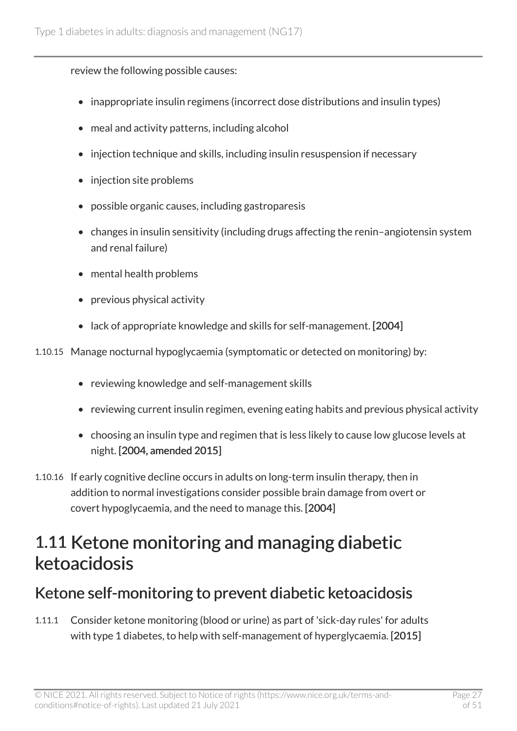review the following possible causes:

- inappropriate insulin regimens (incorrect dose distributions and insulin types)
- meal and activity patterns, including alcohol
- injection technique and skills, including insulin resuspension if necessary
- injection site problems
- possible organic causes, including gastroparesis
- changes in insulin sensitivity (including drugs affecting the renin–angiotensin system and renal failure)
- mental health problems
- previous physical activity
- lack of appropriate knowledge and skills for self-management. **[2004]**

1.10.15 Manage nocturnal hypoglycaemia (symptomatic or detected on monitoring) by:

- reviewing knowledge and self-management skills
- reviewing current insulin regimen, evening eating habits and previous physical activity
- choosing an insulin type and regimen that is less likely to cause low glucose levels at night. **[2004, amended 2015]**

1.10.16 If early cognitive decline occurs in adults on long-term insulin therapy, then in addition to normal investigations consider possible brain damage from overt or covert hypoglycaemia, and the need to manage this. **[2004]**

# 1.11 Ketone monitoring and managing diabetic ketoacidosis

## Ketone self-monitoring to prevent diabetic ketoacidosis

1.11.1 Consider ketone monitoring (blood or urine) as part of 'sick-day rules' for adults with type 1 diabetes, to help with self-management of hyperglycaemia. **[2015]**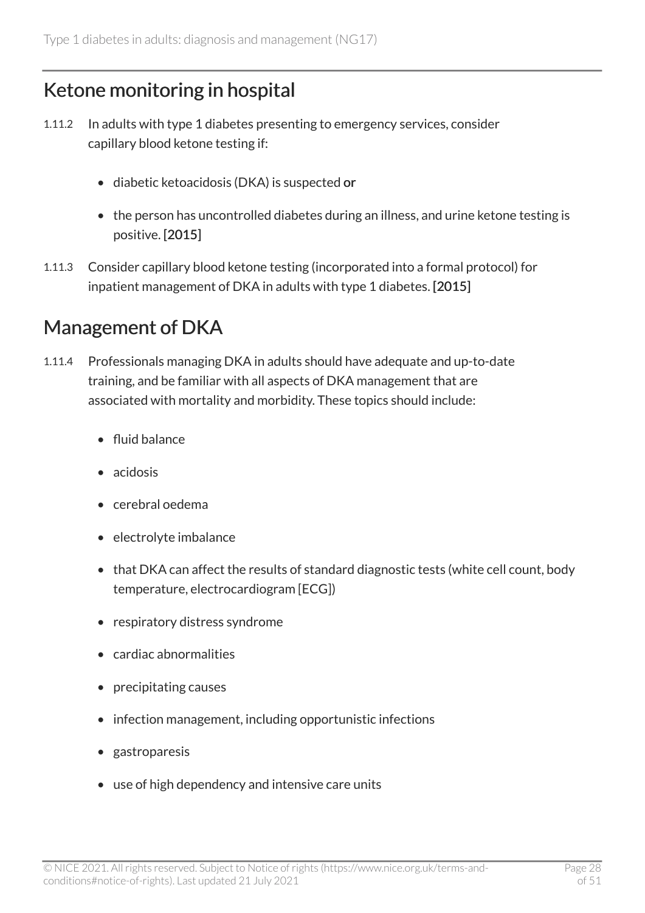## Ketone monitoring in hospital

1.11.2 In adults with type 1 diabetes presenting to emergency services, consider capillary blood ketone testing if:

- diabetic ketoacidosis (DKA) is suspected **or**
- the person has uncontrolled diabetes during an illness, and urine ketone testing is positive. **[2015]**

1.11.3 Consider capillary blood ketone testing (incorporated into a formal protocol) for inpatient management of DKA in adults with type 1 diabetes. **[2015]**

## Management of DKA

1.11.4 Professionals managing DKA in adults should have adequate and up-to-date training, and be familiar with all aspects of DKA management that are associated with mortality and morbidity. These topics should include:

- fluid balance
- acidosis
- cerebral oedema
- electrolyte imbalance
- that DKA can affect the results of standard diagnostic tests (white cell count, body temperature, electrocardiogram [ECG])
- respiratory distress syndrome
- cardiac abnormalities
- precipitating causes
- infection management, including opportunistic infections
- gastroparesis
- use of high dependency and intensive care units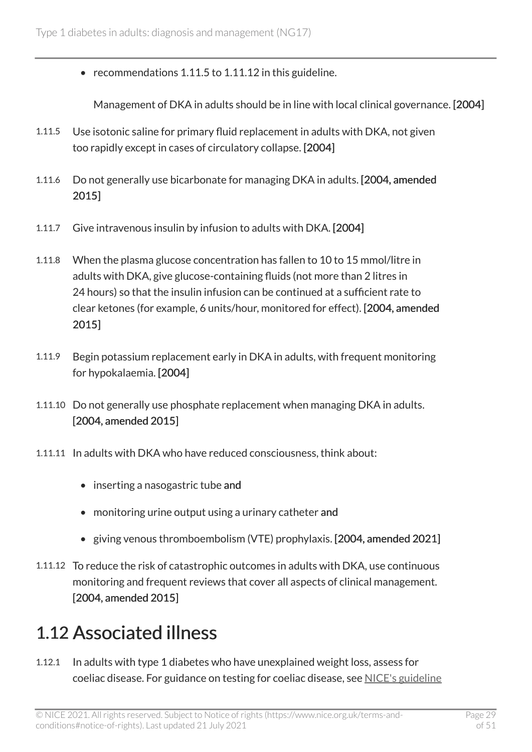- recommendations 1.11.5 to 1.11.12 in this guideline.

  Management of DKA in adults should be in line with local clinical governance. **[2004]**

1.11.5 Use isotonic saline for primary fluid replacement in adults with DKA, not given too rapidly except in cases of circulatory collapse. **[2004]**

1.11.6 Do not generally use bicarbonate for managing DKA in adults. **[2004, amended 2015]**

1.11.7 Give intravenous insulin by infusion to adults with DKA. **[2004]**

1.11.8 When the plasma glucose concentration has fallen to 10 to 15 mmol/litre in adults with DKA, give glucose-containing fluids (not more than 2 litres in 24 hours) so that the insulin infusion can be continued at a sufficient rate to clear ketones (for example, 6 units/hour, monitored for effect). **[2004, amended 2015]**

1.11.9 Begin potassium replacement early in DKA in adults, with frequent monitoring for hypokalaemia. **[2004]**

1.11.10 Do not generally use phosphate replacement when managing DKA in adults. **[2004, amended 2015]**

1.11.11 In adults with DKA who have reduced consciousness, think about:

- inserting a nasogastric tube **and**
- monitoring urine output using a urinary catheter **and**
- giving venous thromboembolism (VTE) prophylaxis. **[2004, amended 2021]**

1.11.12 To reduce the risk of catastrophic outcomes in adults with DKA, use continuous monitoring and frequent reviews that cover all aspects of clinical management. **[2004, amended 2015]**

## 1.12 Associated illness

1.12.1 In adults with type 1 diabetes who have unexplained weight loss, assess for coeliac disease. For guidance on testing for coeliac disease, see NICE's guideline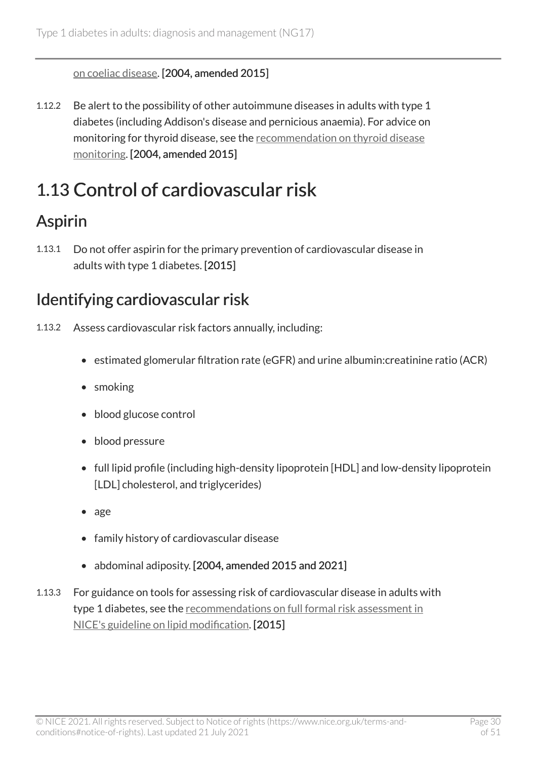on coeliac disease. **[2004, amended 2015]**

1.12.2 Be alert to the possibility of other autoimmune diseases in adults with type 1 diabetes (including Addison's disease and pernicious anaemia). For advice on monitoring for thyroid disease, see the recommendation on thyroid disease monitoring. **[2004, amended 2015]**

# 1.13 Control of cardiovascular risk

## Aspirin

1.13.1 Do not offer aspirin for the primary prevention of cardiovascular disease in adults with type 1 diabetes. **[2015]**

## Identifying cardiovascular risk

1.13.2 Assess cardiovascular risk factors annually, including:

- estimated glomerular filtration rate (eGFR) and urine albumin:creatinine ratio (ACR)
- smoking
- blood glucose control
- blood pressure
- full lipid profile (including high-density lipoprotein [HDL] and low-density lipoprotein [LDL] cholesterol, and triglycerides)
- age
- family history of cardiovascular disease
- abdominal adiposity. **[2004, amended 2015 and 2021]**

1.13.3 For guidance on tools for assessing risk of cardiovascular disease in adults with type 1 diabetes, see the recommendations on full formal risk assessment in NICE's guideline on lipid modification. **[2015]**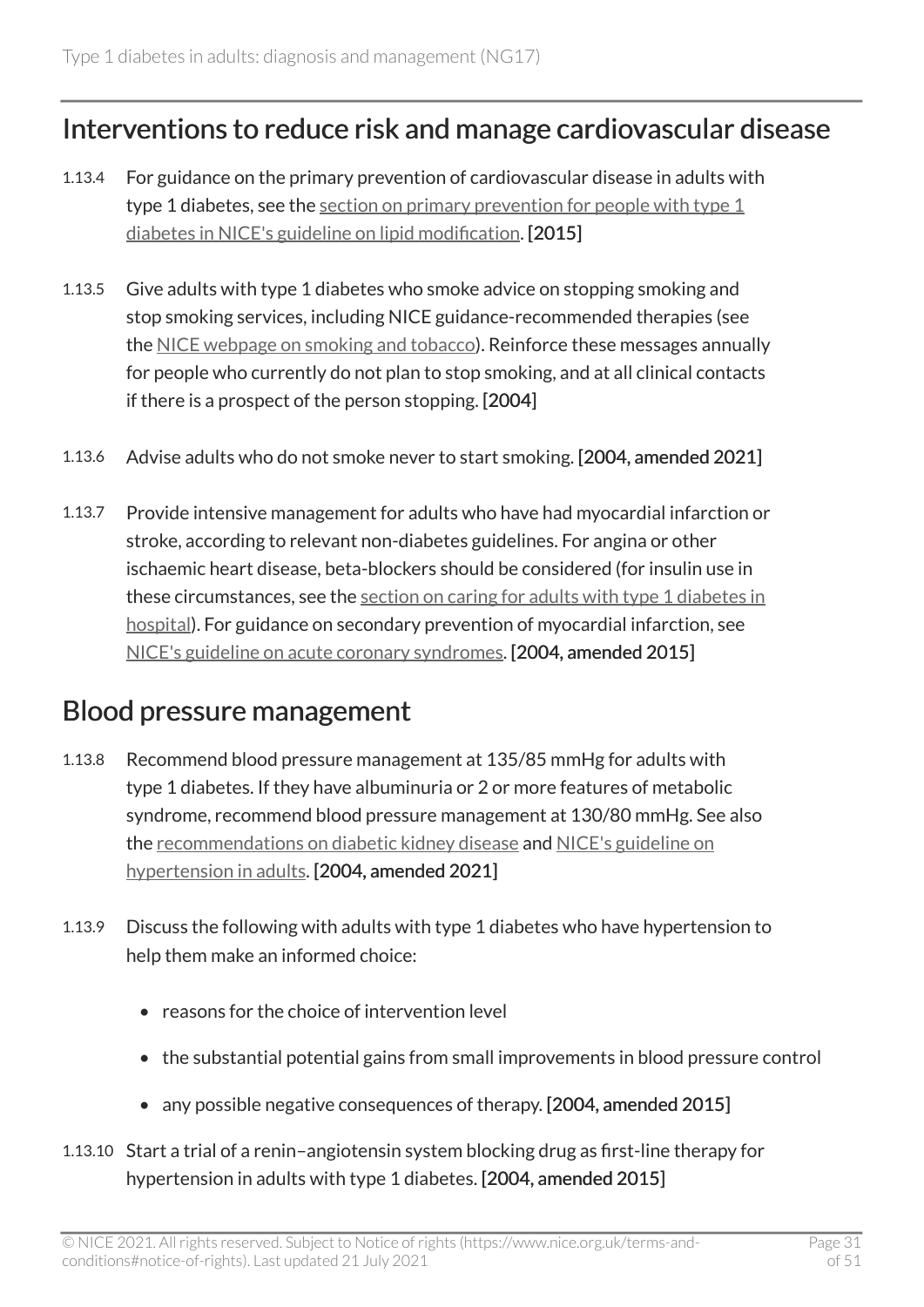## Interventions to reduce risk and manage cardiovascular disease

1.13.4 For guidance on the primary prevention of cardiovascular disease in adults with type 1 diabetes, see the section on primary prevention for people with type 1 diabetes in NICE's guideline on lipid modification. **[2015]**

1.13.5 Give adults with type 1 diabetes who smoke advice on stopping smoking and stop smoking services, including NICE guidance-recommended therapies (see the NICE webpage on smoking and tobacco). Reinforce these messages annually for people who currently do not plan to stop smoking, and at all clinical contacts if there is a prospect of the person stopping. **[2004]**

1.13.6 Advise adults who do not smoke never to start smoking. **[2004, amended 2021]**

1.13.7 Provide intensive management for adults who have had myocardial infarction or stroke, according to relevant non-diabetes guidelines. For angina or other ischaemic heart disease, beta-blockers should be considered (for insulin use in these circumstances, see the section on caring for adults with type 1 diabetes in hospital). For guidance on secondary prevention of myocardial infarction, see NICE's guideline on acute coronary syndromes. **[2004, amended 2015]**

## Blood pressure management

1.13.8 Recommend blood pressure management at 135/85 mmHg for adults with type 1 diabetes. If they have albuminuria or 2 or more features of metabolic syndrome, recommend blood pressure management at 130/80 mmHg. See also the recommendations on diabetic kidney disease and NICE's guideline on hypertension in adults. **[2004, amended 2021]**

1.13.9 Discuss the following with adults with type 1 diabetes who have hypertension to help them make an informed choice:

- reasons for the choice of intervention level
- the substantial potential gains from small improvements in blood pressure control
- any possible negative consequences of therapy. **[2004, amended 2015]**

1.13.10 Start a trial of a renin–angiotensin system blocking drug as first-line therapy for hypertension in adults with type 1 diabetes. **[2004, amended 2015]**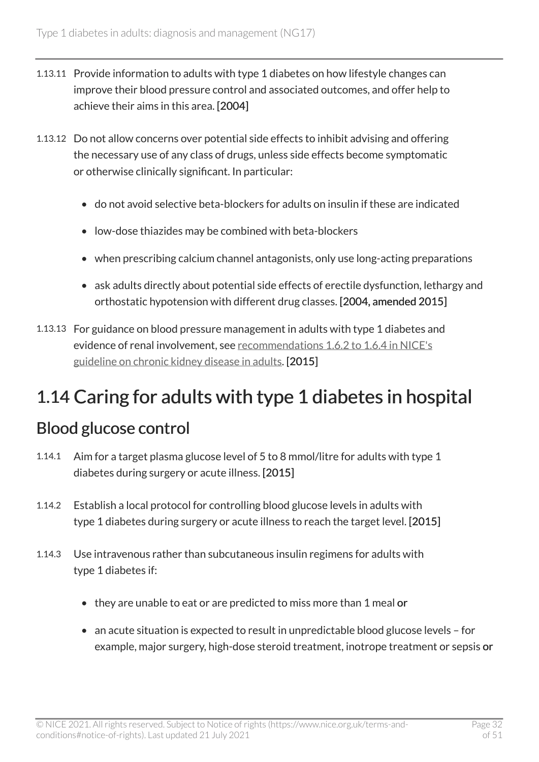1.13.11 Provide information to adults with type 1 diabetes on how lifestyle changes can improve their blood pressure control and associated outcomes, and offer help to achieve their aims in this area. [2004]

1.13.12 Do not allow concerns over potential side effects to inhibit advising and offering the necessary use of any class of drugs, unless side effects become symptomatic or otherwise clinically significant. In particular:

- do not avoid selective beta-blockers for adults on insulin if these are indicated
- low-dose thiazides may be combined with beta-blockers
- when prescribing calcium channel antagonists, only use long-acting preparations
- ask adults directly about potential side effects of erectile dysfunction, lethargy and orthostatic hypotension with different drug classes. [2004, amended 2015]

1.13.13 For guidance on blood pressure management in adults with type 1 diabetes and evidence of renal involvement, see recommendations 1.6.2 to 1.6.4 in NICE's guideline on chronic kidney disease in adults. [2015]

# 1.14 Caring for adults with type 1 diabetes in hospital

## Blood glucose control

1.14.1 Aim for a target plasma glucose level of 5 to 8 mmol/litre for adults with type 1 diabetes during surgery or acute illness. [2015]

1.14.2 Establish a local protocol for controlling blood glucose levels in adults with type 1 diabetes during surgery or acute illness to reach the target level. [2015]

1.14.3 Use intravenous rather than subcutaneous insulin regimens for adults with type 1 diabetes if:

- they are unable to eat or are predicted to miss more than 1 meal **or**
- an acute situation is expected to result in unpredictable blood glucose levels – for example, major surgery, high-dose steroid treatment, inotrope treatment or sepsis **or**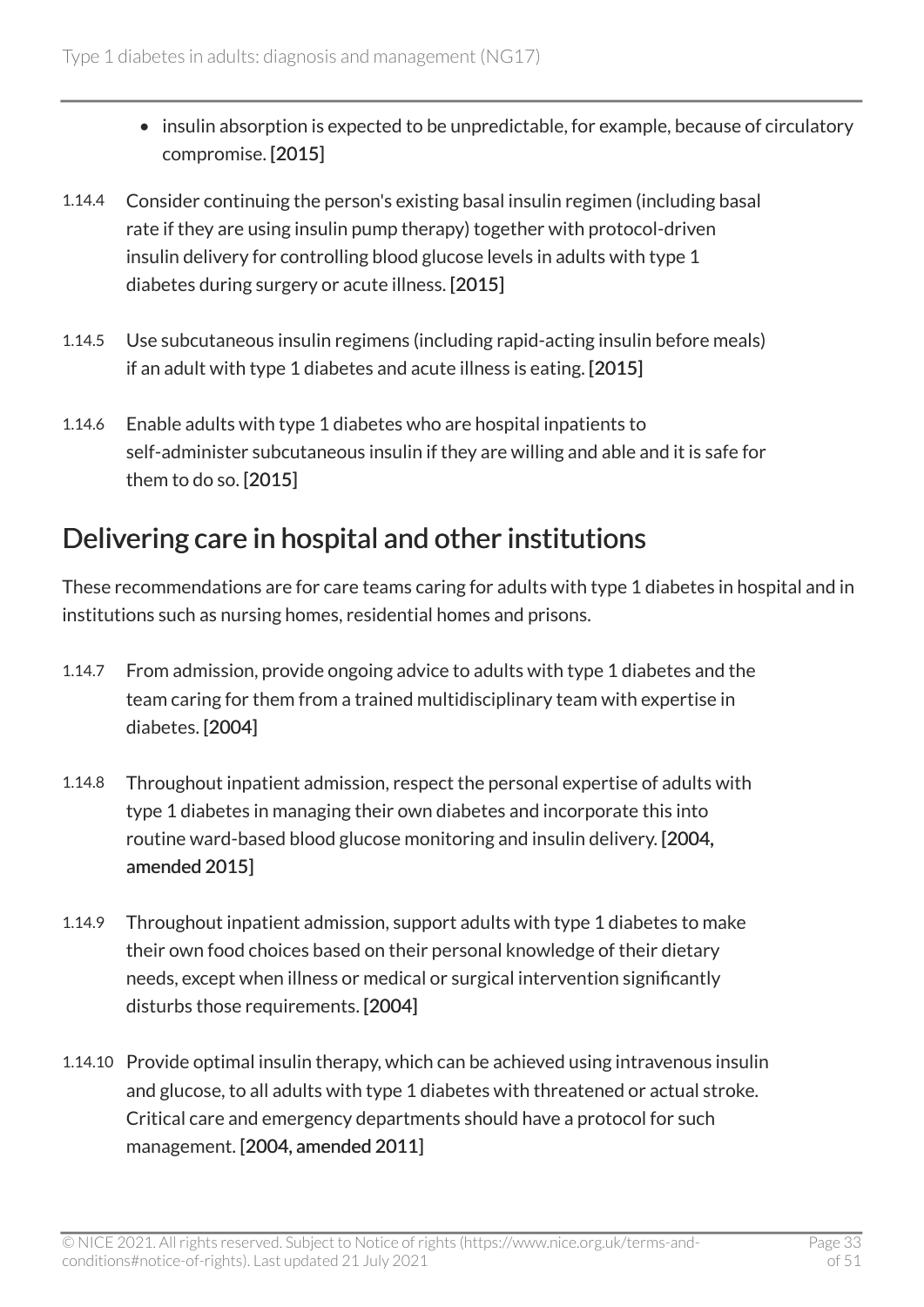- insulin absorption is expected to be unpredictable, for example, because of circulatory compromise. [2015]

1.14.4 Consider continuing the person's existing basal insulin regimen (including basal rate if they are using insulin pump therapy) together with protocol-driven insulin delivery for controlling blood glucose levels in adults with type 1 diabetes during surgery or acute illness. [2015]

1.14.5 Use subcutaneous insulin regimens (including rapid-acting insulin before meals) if an adult with type 1 diabetes and acute illness is eating. [2015]

1.14.6 Enable adults with type 1 diabetes who are hospital inpatients to self-administer subcutaneous insulin if they are willing and able and it is safe for them to do so. [2015]

## Delivering care in hospital and other institutions

These recommendations are for care teams caring for adults with type 1 diabetes in hospital and in institutions such as nursing homes, residential homes and prisons.

1.14.7 From admission, provide ongoing advice to adults with type 1 diabetes and the team caring for them from a trained multidisciplinary team with expertise in diabetes. [2004]

1.14.8 Throughout inpatient admission, respect the personal expertise of adults with type 1 diabetes in managing their own diabetes and incorporate this into routine ward-based blood glucose monitoring and insulin delivery. [2004, amended 2015]

1.14.9 Throughout inpatient admission, support adults with type 1 diabetes to make their own food choices based on their personal knowledge of their dietary needs, except when illness or medical or surgical intervention significantly disturbs those requirements. [2004]

1.14.10 Provide optimal insulin therapy, which can be achieved using intravenous insulin and glucose, to all adults with type 1 diabetes with threatened or actual stroke. Critical care and emergency departments should have a protocol for such management. [2004, amended 2011]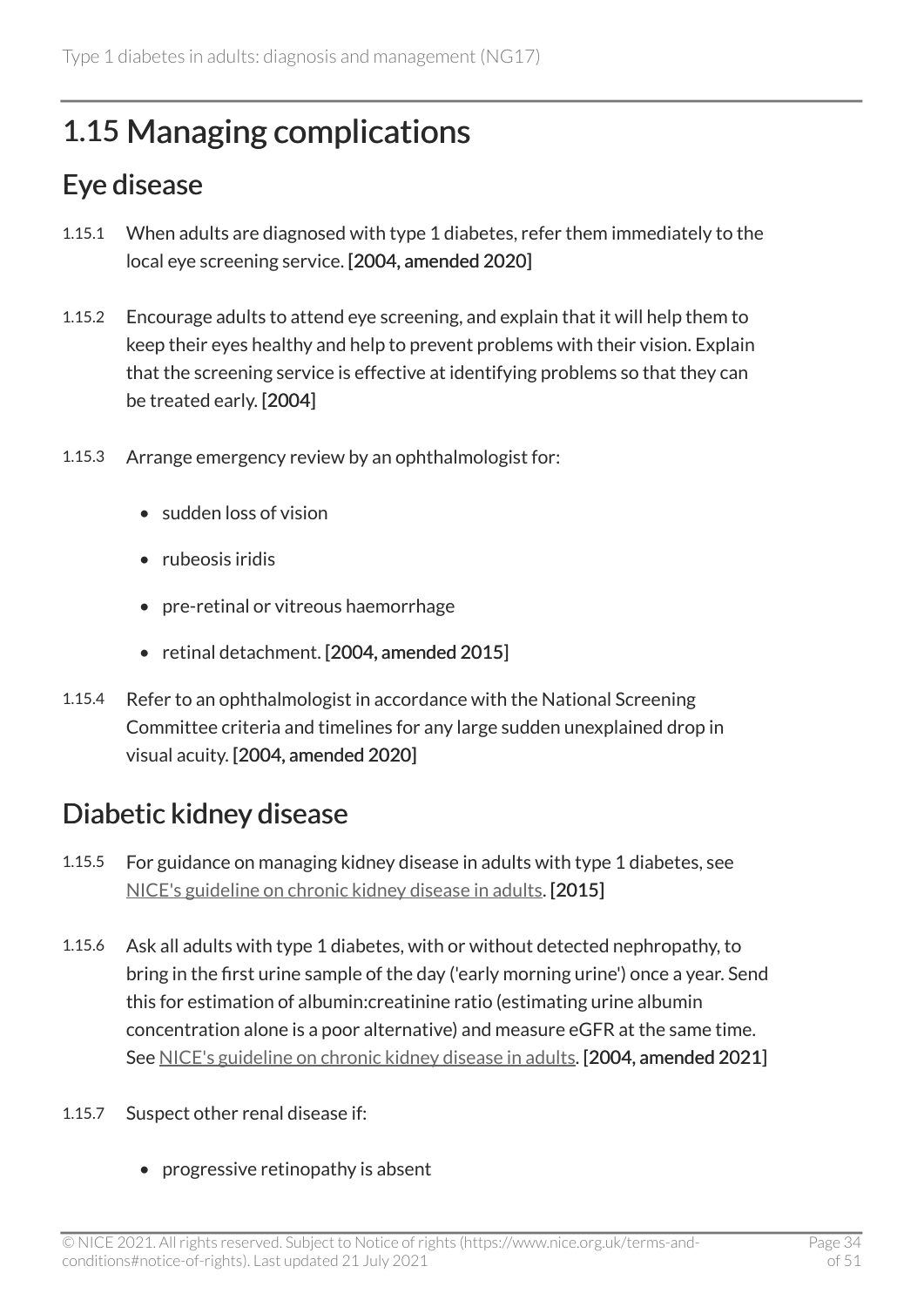## 1.15 Managing complications

### Eye disease

1.15.1 When adults are diagnosed with type 1 diabetes, refer them immediately to the local eye screening service. **[2004, amended 2020]**

1.15.2 Encourage adults to attend eye screening, and explain that it will help them to keep their eyes healthy and help to prevent problems with their vision. Explain that the screening service is effective at identifying problems so that they can be treated early. **[2004]**

1.15.3 Arrange emergency review by an ophthalmologist for:

- sudden loss of vision
- rubeosis iridis
- pre-retinal or vitreous haemorrhage
- retinal detachment. **[2004, amended 2015]**

1.15.4 Refer to an ophthalmologist in accordance with the National Screening Committee criteria and timelines for any large sudden unexplained drop in visual acuity. **[2004, amended 2020]**

### Diabetic kidney disease

1.15.5 For guidance on managing kidney disease in adults with type 1 diabetes, see NICE's guideline on chronic kidney disease in adults. **[2015]**

1.15.6 Ask all adults with type 1 diabetes, with or without detected nephropathy, to bring in the first urine sample of the day ('early morning urine') once a year. Send this for estimation of albumin:creatinine ratio (estimating urine albumin concentration alone is a poor alternative) and measure eGFR at the same time. See NICE's guideline on chronic kidney disease in adults. **[2004, amended 2021]**

1.15.7 Suspect other renal disease if:

- progressive retinopathy is absent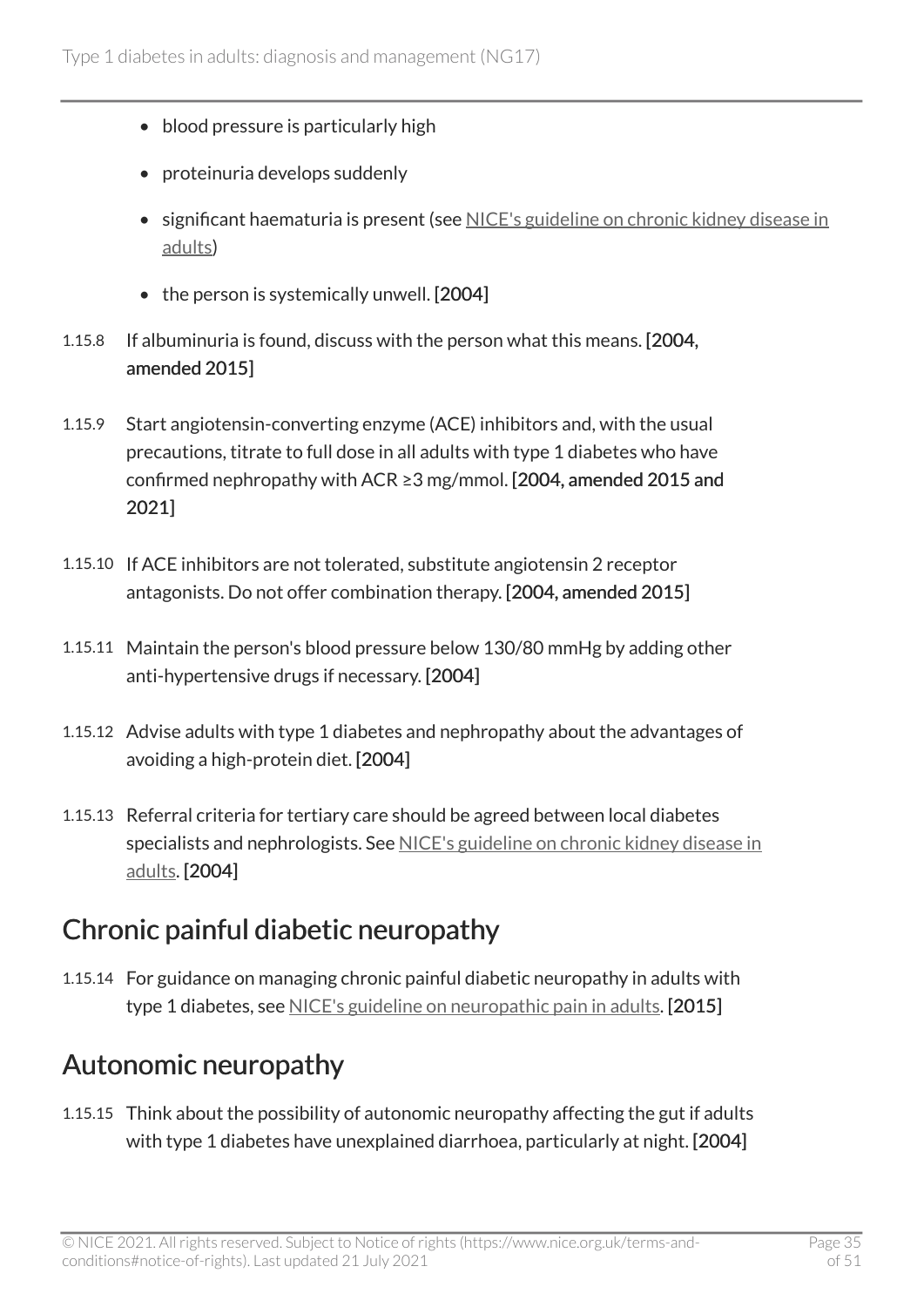- blood pressure is particularly high
- proteinuria develops suddenly
- significant haematuria is present (see NICE's guideline on chronic kidney disease in adults)
- the person is systemically unwell. **[2004]**

1.15.8 If albuminuria is found, discuss with the person what this means. **[2004, amended 2015]**

1.15.9 Start angiotensin-converting enzyme (ACE) inhibitors and, with the usual precautions, titrate to full dose in all adults with type 1 diabetes who have confirmed nephropathy with ACR ≥3 mg/mmol. **[2004, amended 2015 and 2021]**

1.15.10 If ACE inhibitors are not tolerated, substitute angiotensin 2 receptor antagonists. Do not offer combination therapy. **[2004, amended 2015]**

1.15.11 Maintain the person's blood pressure below 130/80 mmHg by adding other anti-hypertensive drugs if necessary. **[2004]**

1.15.12 Advise adults with type 1 diabetes and nephropathy about the advantages of avoiding a high-protein diet. **[2004]**

1.15.13 Referral criteria for tertiary care should be agreed between local diabetes specialists and nephrologists. See NICE's guideline on chronic kidney disease in adults. **[2004]**

## Chronic painful diabetic neuropathy

1.15.14 For guidance on managing chronic painful diabetic neuropathy in adults with type 1 diabetes, see NICE's guideline on neuropathic pain in adults. **[2015]**

## Autonomic neuropathy

1.15.15 Think about the possibility of autonomic neuropathy affecting the gut if adults with type 1 diabetes have unexplained diarrhoea, particularly at night. **[2004]**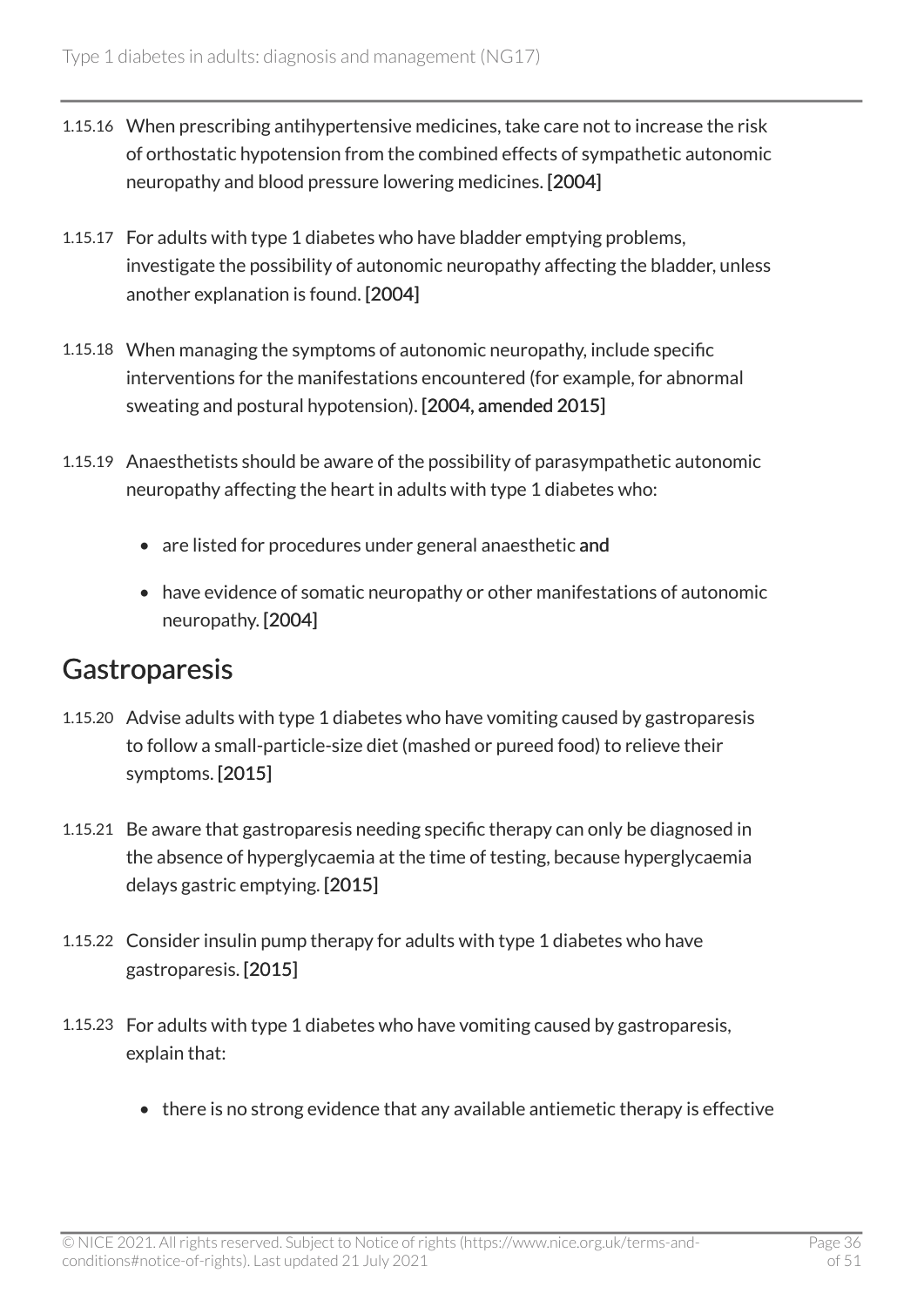1.15.16 When prescribing antihypertensive medicines, take care not to increase the risk of orthostatic hypotension from the combined effects of sympathetic autonomic neuropathy and blood pressure lowering medicines. [2004]

1.15.17 For adults with type 1 diabetes who have bladder emptying problems, investigate the possibility of autonomic neuropathy affecting the bladder, unless another explanation is found. [2004]

1.15.18 When managing the symptoms of autonomic neuropathy, include specific interventions for the manifestations encountered (for example, for abnormal sweating and postural hypotension). [2004, amended 2015]

1.15.19 Anaesthetists should be aware of the possibility of parasympathetic autonomic neuropathy affecting the heart in adults with type 1 diabetes who:

- are listed for procedures under general anaesthetic **and**
- have evidence of somatic neuropathy or other manifestations of autonomic neuropathy. [2004]

## Gastroparesis

1.15.20 Advise adults with type 1 diabetes who have vomiting caused by gastroparesis to follow a small-particle-size diet (mashed or pureed food) to relieve their symptoms. [2015]

1.15.21 Be aware that gastroparesis needing specific therapy can only be diagnosed in the absence of hyperglycaemia at the time of testing, because hyperglycaemia delays gastric emptying. [2015]

1.15.22 Consider insulin pump therapy for adults with type 1 diabetes who have gastroparesis. [2015]

1.15.23 For adults with type 1 diabetes who have vomiting caused by gastroparesis, explain that:

- there is no strong evidence that any available antiemetic therapy is effective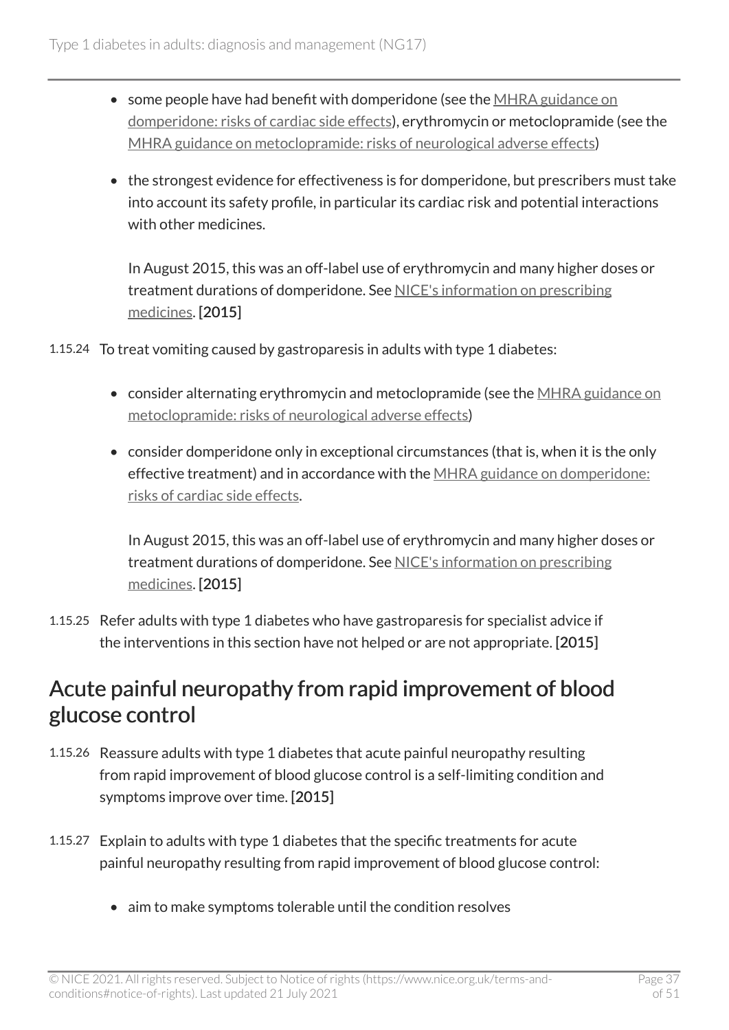- some people have had benefit with domperidone (see the MHRA guidance on domperidone: risks of cardiac side effects), erythromycin or metoclopramide (see the MHRA guidance on metoclopramide: risks of neurological adverse effects)
- the strongest evidence for effectiveness is for domperidone, but prescribers must take into account its safety profile, in particular its cardiac risk and potential interactions with other medicines.

  In August 2015, this was an off-label use of erythromycin and many higher doses or treatment durations of domperidone. See NICE's information on prescribing medicines. **[2015]**

1.15.24 To treat vomiting caused by gastroparesis in adults with type 1 diabetes:

- consider alternating erythromycin and metoclopramide (see the MHRA guidance on metoclopramide: risks of neurological adverse effects)
- consider domperidone only in exceptional circumstances (that is, when it is the only effective treatment) and in accordance with the MHRA guidance on domperidone: risks of cardiac side effects.

  In August 2015, this was an off-label use of erythromycin and many higher doses or treatment durations of domperidone. See NICE's information on prescribing medicines. **[2015]**

1.15.25 Refer adults with type 1 diabetes who have gastroparesis for specialist advice if the interventions in this section have not helped or are not appropriate. **[2015]**

## Acute painful neuropathy from rapid improvement of blood glucose control

1.15.26 Reassure adults with type 1 diabetes that acute painful neuropathy resulting from rapid improvement of blood glucose control is a self-limiting condition and symptoms improve over time. **[2015]**

1.15.27 Explain to adults with type 1 diabetes that the specific treatments for acute painful neuropathy resulting from rapid improvement of blood glucose control:

- aim to make symptoms tolerable until the condition resolves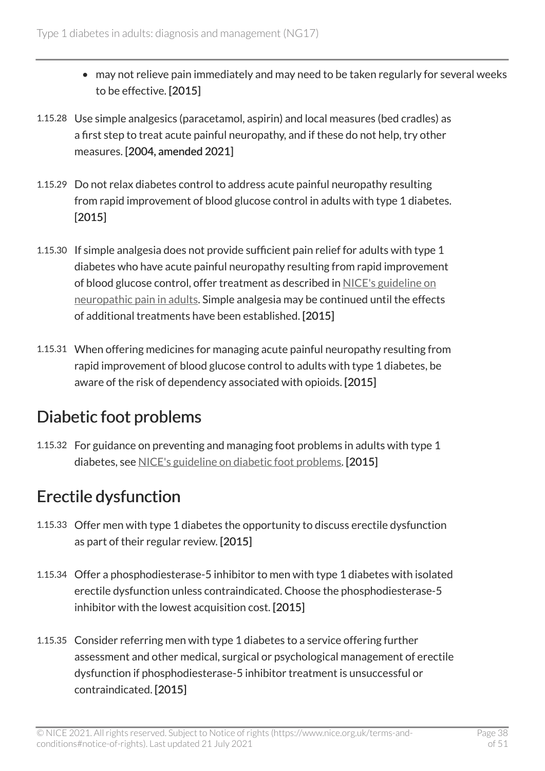- may not relieve pain immediately and may need to be taken regularly for several weeks to be effective. [2015]

1.15.28 Use simple analgesics (paracetamol, aspirin) and local measures (bed cradles) as a first step to treat acute painful neuropathy, and if these do not help, try other measures. [2004, amended 2021]

1.15.29 Do not relax diabetes control to address acute painful neuropathy resulting from rapid improvement of blood glucose control in adults with type 1 diabetes. [2015]

1.15.30 If simple analgesia does not provide sufficient pain relief for adults with type 1 diabetes who have acute painful neuropathy resulting from rapid improvement of blood glucose control, offer treatment as described in NICE's guideline on neuropathic pain in adults. Simple analgesia may be continued until the effects of additional treatments have been established. [2015]

1.15.31 When offering medicines for managing acute painful neuropathy resulting from rapid improvement of blood glucose control to adults with type 1 diabetes, be aware of the risk of dependency associated with opioids. [2015]

## Diabetic foot problems

1.15.32 For guidance on preventing and managing foot problems in adults with type 1 diabetes, see NICE's guideline on diabetic foot problems. [2015]

## Erectile dysfunction

1.15.33 Offer men with type 1 diabetes the opportunity to discuss erectile dysfunction as part of their regular review. [2015]

1.15.34 Offer a phosphodiesterase-5 inhibitor to men with type 1 diabetes with isolated erectile dysfunction unless contraindicated. Choose the phosphodiesterase-5 inhibitor with the lowest acquisition cost. [2015]

1.15.35 Consider referring men with type 1 diabetes to a service offering further assessment and other medical, surgical or psychological management of erectile dysfunction if phosphodiesterase-5 inhibitor treatment is unsuccessful or contraindicated. [2015]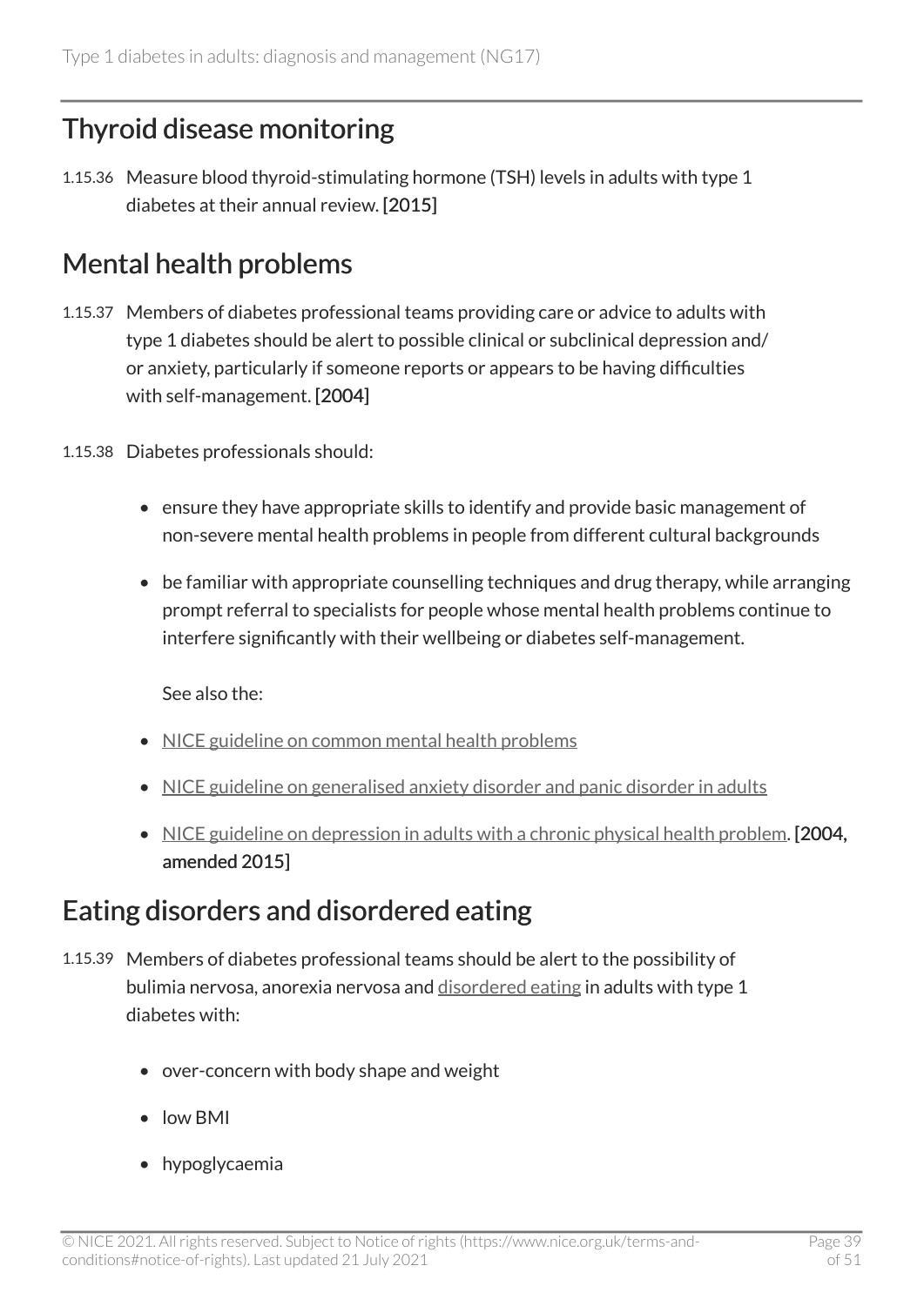## Thyroid disease monitoring

1.15.36 Measure blood thyroid-stimulating hormone (TSH) levels in adults with type 1 diabetes at their annual review. **[2015]**

## Mental health problems

1.15.37 Members of diabetes professional teams providing care or advice to adults with type 1 diabetes should be alert to possible clinical or subclinical depression and/or anxiety, particularly if someone reports or appears to be having difficulties with self-management. **[2004]**

1.15.38 Diabetes professionals should:

- ensure they have appropriate skills to identify and provide basic management of non-severe mental health problems in people from different cultural backgrounds
- be familiar with appropriate counselling techniques and drug therapy, while arranging prompt referral to specialists for people whose mental health problems continue to interfere significantly with their wellbeing or diabetes self-management.

  See also the:

- NICE guideline on common mental health problems
- NICE guideline on generalised anxiety disorder and panic disorder in adults
- NICE guideline on depression in adults with a chronic physical health problem. **[2004, amended 2015]**

## Eating disorders and disordered eating

1.15.39 Members of diabetes professional teams should be alert to the possibility of bulimia nervosa, anorexia nervosa and disordered eating in adults with type 1 diabetes with:

- over-concern with body shape and weight
- low BMI
- hypoglycaemia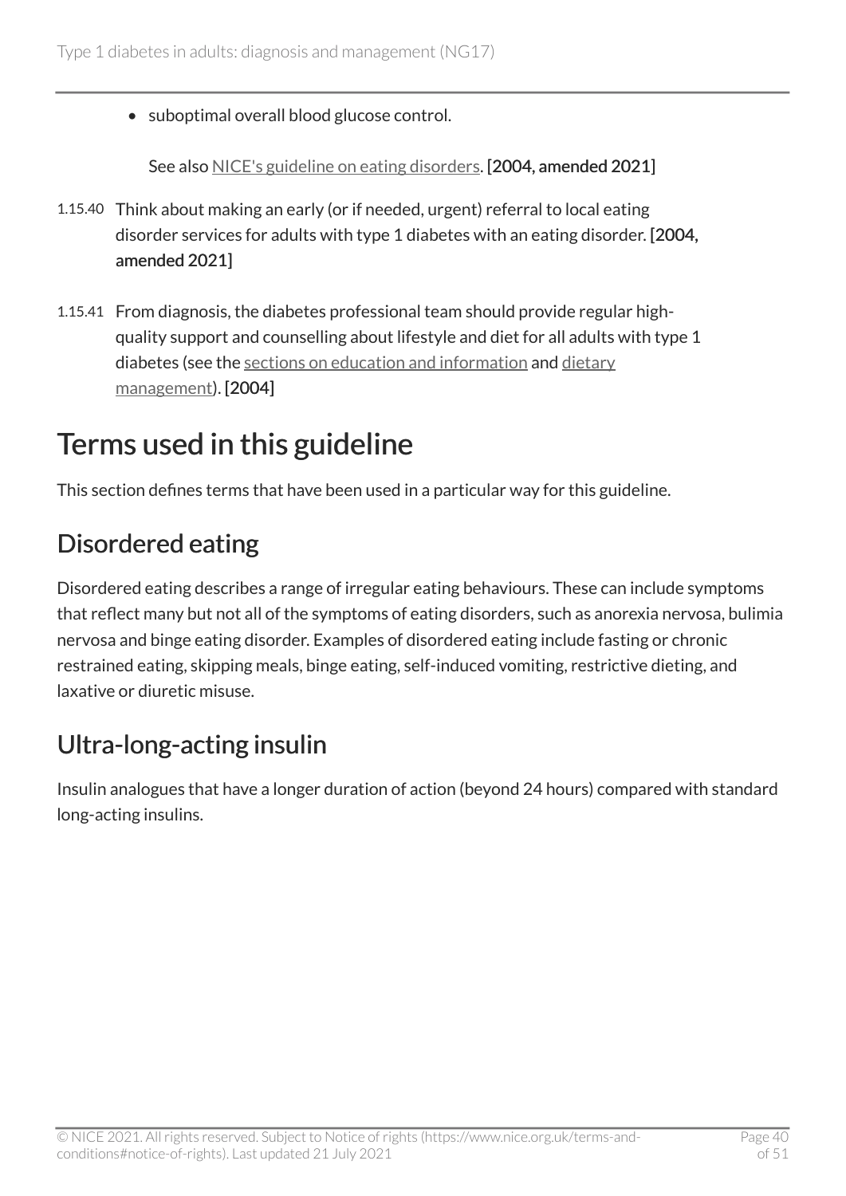- suboptimal overall blood glucose control.

  See also NICE's guideline on eating disorders. **[2004, amended 2021]**

1.15.40 Think about making an early (or if needed, urgent) referral to local eating disorder services for adults with type 1 diabetes with an eating disorder. **[2004, amended 2021]**

1.15.41 From diagnosis, the diabetes professional team should provide regular high-quality support and counselling about lifestyle and diet for all adults with type 1 diabetes (see the sections on education and information and dietary management). **[2004]**

# Terms used in this guideline

This section defines terms that have been used in a particular way for this guideline.

## Disordered eating

Disordered eating describes a range of irregular eating behaviours. These can include symptoms that reflect many but not all of the symptoms of eating disorders, such as anorexia nervosa, bulimia nervosa and binge eating disorder. Examples of disordered eating include fasting or chronic restrained eating, skipping meals, binge eating, self-induced vomiting, restrictive dieting, and laxative or diuretic misuse.

## Ultra-long-acting insulin

Insulin analogues that have a longer duration of action (beyond 24 hours) compared with standard long-acting insulins.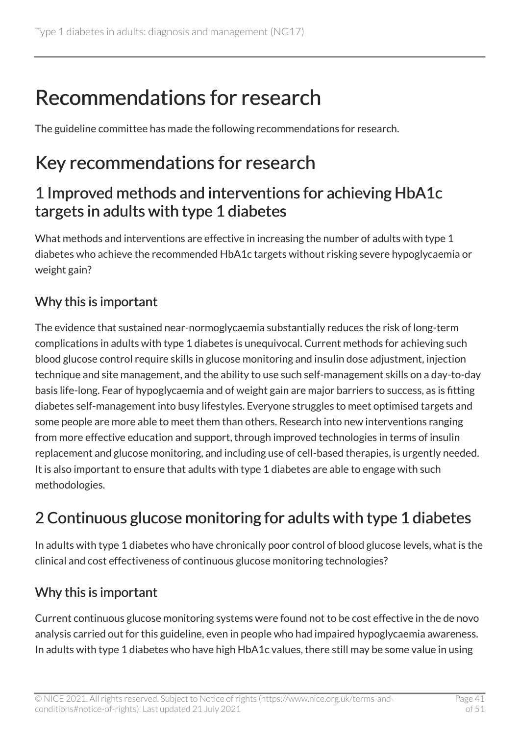# Recommendations for research

The guideline committee has made the following recommendations for research.

## Key recommendations for research

### 1 Improved methods and interventions for achieving HbA1c targets in adults with type 1 diabetes

What methods and interventions are effective in increasing the number of adults with type 1 diabetes who achieve the recommended HbA1c targets without risking severe hypoglycaemia or weight gain?

#### Why this is important

The evidence that sustained near-normoglycaemia substantially reduces the risk of long-term complications in adults with type 1 diabetes is unequivocal. Current methods for achieving such blood glucose control require skills in glucose monitoring and insulin dose adjustment, injection technique and site management, and the ability to use such self-management skills on a day-to-day basis life-long. Fear of hypoglycaemia and of weight gain are major barriers to success, as is fitting diabetes self-management into busy lifestyles. Everyone struggles to meet optimised targets and some people are more able to meet them than others. Research into new interventions ranging from more effective education and support, through improved technologies in terms of insulin replacement and glucose monitoring, and including use of cell-based therapies, is urgently needed. It is also important to ensure that adults with type 1 diabetes are able to engage with such methodologies.

### 2 Continuous glucose monitoring for adults with type 1 diabetes

In adults with type 1 diabetes who have chronically poor control of blood glucose levels, what is the clinical and cost effectiveness of continuous glucose monitoring technologies?

#### Why this is important

Current continuous glucose monitoring systems were found not to be cost effective in the de novo analysis carried out for this guideline, even in people who had impaired hypoglycaemia awareness. In adults with type 1 diabetes who have high HbA1c values, there still may be some value in using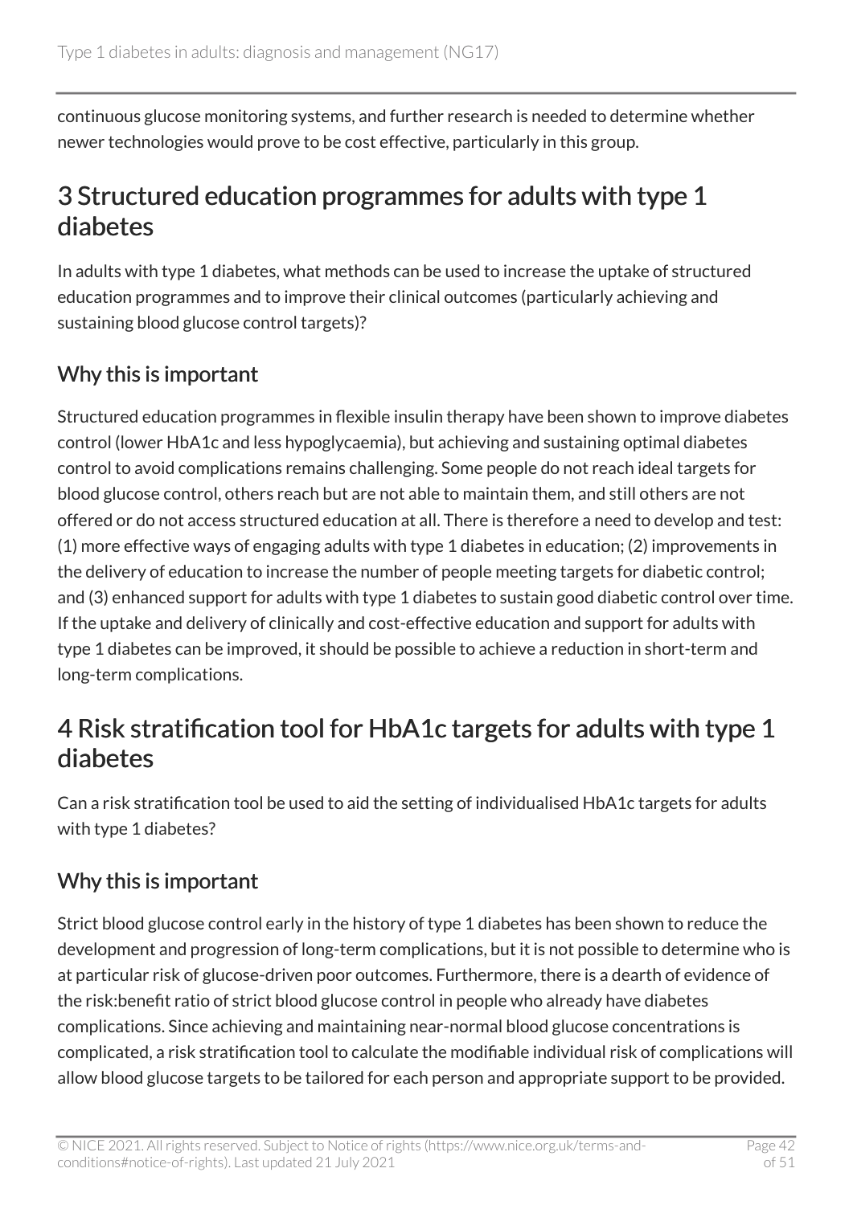continuous glucose monitoring systems, and further research is needed to determine whether newer technologies would prove to be cost effective, particularly in this group.

## 3 Structured education programmes for adults with type 1 diabetes

In adults with type 1 diabetes, what methods can be used to increase the uptake of structured education programmes and to improve their clinical outcomes (particularly achieving and sustaining blood glucose control targets)?

### Why this is important

Structured education programmes in flexible insulin therapy have been shown to improve diabetes control (lower HbA1c and less hypoglycaemia), but achieving and sustaining optimal diabetes control to avoid complications remains challenging. Some people do not reach ideal targets for blood glucose control, others reach but are not able to maintain them, and still others are not offered or do not access structured education at all. There is therefore a need to develop and test: (1) more effective ways of engaging adults with type 1 diabetes in education; (2) improvements in the delivery of education to increase the number of people meeting targets for diabetic control; and (3) enhanced support for adults with type 1 diabetes to sustain good diabetic control over time. If the uptake and delivery of clinically and cost-effective education and support for adults with type 1 diabetes can be improved, it should be possible to achieve a reduction in short-term and long-term complications.

## 4 Risk stratification tool for HbA1c targets for adults with type 1 diabetes

Can a risk stratification tool be used to aid the setting of individualised HbA1c targets for adults with type 1 diabetes?

### Why this is important

Strict blood glucose control early in the history of type 1 diabetes has been shown to reduce the development and progression of long-term complications, but it is not possible to determine who is at particular risk of glucose-driven poor outcomes. Furthermore, there is a dearth of evidence of the risk:benefit ratio of strict blood glucose control in people who already have diabetes complications. Since achieving and maintaining near-normal blood glucose concentrations is complicated, a risk stratification tool to calculate the modifiable individual risk of complications will allow blood glucose targets to be tailored for each person and appropriate support to be provided.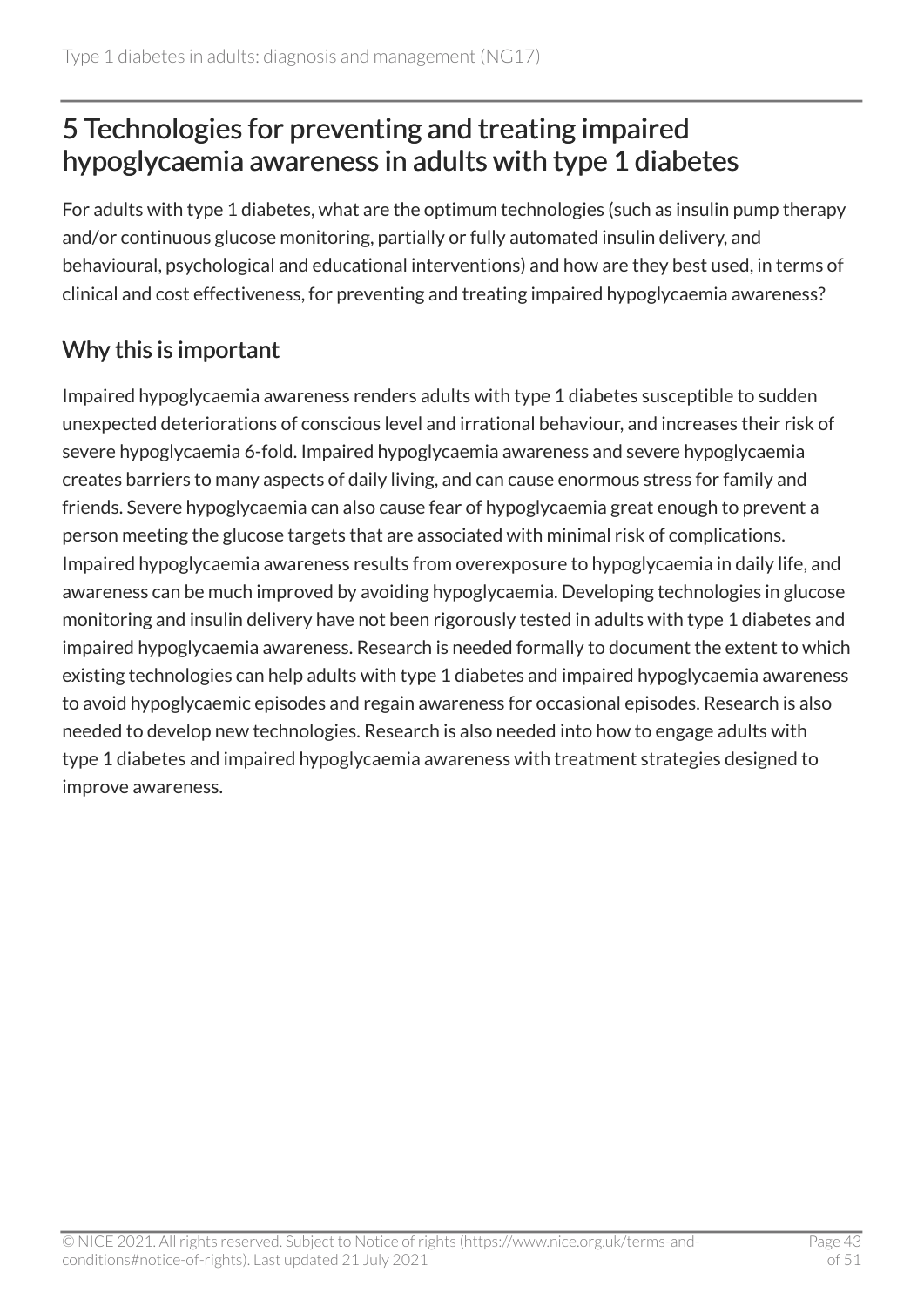## 5 Technologies for preventing and treating impaired hypoglycaemia awareness in adults with type 1 diabetes

For adults with type 1 diabetes, what are the optimum technologies (such as insulin pump therapy and/or continuous glucose monitoring, partially or fully automated insulin delivery, and behavioural, psychological and educational interventions) and how are they best used, in terms of clinical and cost effectiveness, for preventing and treating impaired hypoglycaemia awareness?

### Why this is important

Impaired hypoglycaemia awareness renders adults with type 1 diabetes susceptible to sudden unexpected deteriorations of conscious level and irrational behaviour, and increases their risk of severe hypoglycaemia 6-fold. Impaired hypoglycaemia awareness and severe hypoglycaemia creates barriers to many aspects of daily living, and can cause enormous stress for family and friends. Severe hypoglycaemia can also cause fear of hypoglycaemia great enough to prevent a person meeting the glucose targets that are associated with minimal risk of complications. Impaired hypoglycaemia awareness results from overexposure to hypoglycaemia in daily life, and awareness can be much improved by avoiding hypoglycaemia. Developing technologies in glucose monitoring and insulin delivery have not been rigorously tested in adults with type 1 diabetes and impaired hypoglycaemia awareness. Research is needed formally to document the extent to which existing technologies can help adults with type 1 diabetes and impaired hypoglycaemia awareness to avoid hypoglycaemic episodes and regain awareness for occasional episodes. Research is also needed to develop new technologies. Research is also needed into how to engage adults with type 1 diabetes and impaired hypoglycaemia awareness with treatment strategies designed to improve awareness.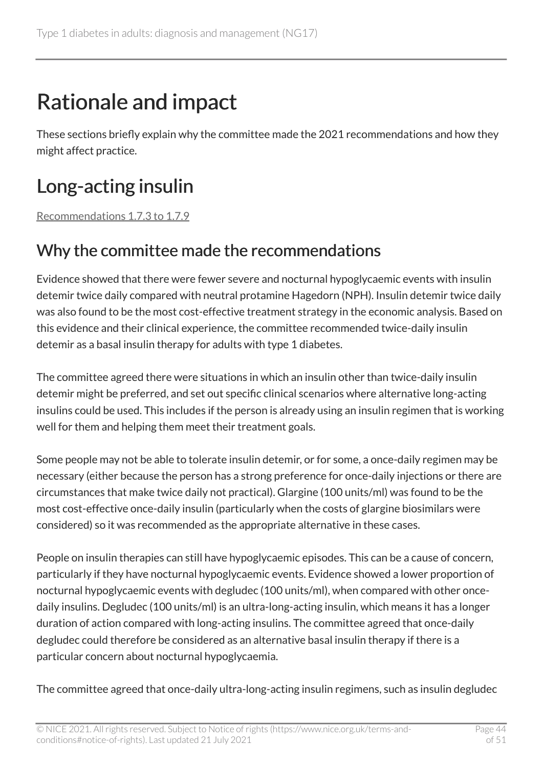# Rationale and impact

These sections briefly explain why the committee made the 2021 recommendations and how they might affect practice.

# Long-acting insulin

Recommendations 1.7.3 to 1.7.9

## Why the committee made the recommendations

Evidence showed that there were fewer severe and nocturnal hypoglycaemic events with insulin detemir twice daily compared with neutral protamine Hagedorn (NPH). Insulin detemir twice daily was also found to be the most cost-effective treatment strategy in the economic analysis. Based on this evidence and their clinical experience, the committee recommended twice-daily insulin detemir as a basal insulin therapy for adults with type 1 diabetes.

The committee agreed there were situations in which an insulin other than twice-daily insulin detemir might be preferred, and set out specific clinical scenarios where alternative long-acting insulins could be used. This includes if the person is already using an insulin regimen that is working well for them and helping them meet their treatment goals.

Some people may not be able to tolerate insulin detemir, or for some, a once-daily regimen may be necessary (either because the person has a strong preference for once-daily injections or there are circumstances that make twice daily not practical). Glargine (100 units/ml) was found to be the most cost-effective once-daily insulin (particularly when the costs of glargine biosimilars were considered) so it was recommended as the appropriate alternative in these cases.

People on insulin therapies can still have hypoglycaemic episodes. This can be a cause of concern, particularly if they have nocturnal hypoglycaemic events. Evidence showed a lower proportion of nocturnal hypoglycaemic events with degludec (100 units/ml), when compared with other once-daily insulins. Degludec (100 units/ml) is an ultra-long-acting insulin, which means it has a longer duration of action compared with long-acting insulins. The committee agreed that once-daily degludec could therefore be considered as an alternative basal insulin therapy if there is a particular concern about nocturnal hypoglycaemia.

The committee agreed that once-daily ultra-long-acting insulin regimens, such as insulin degludec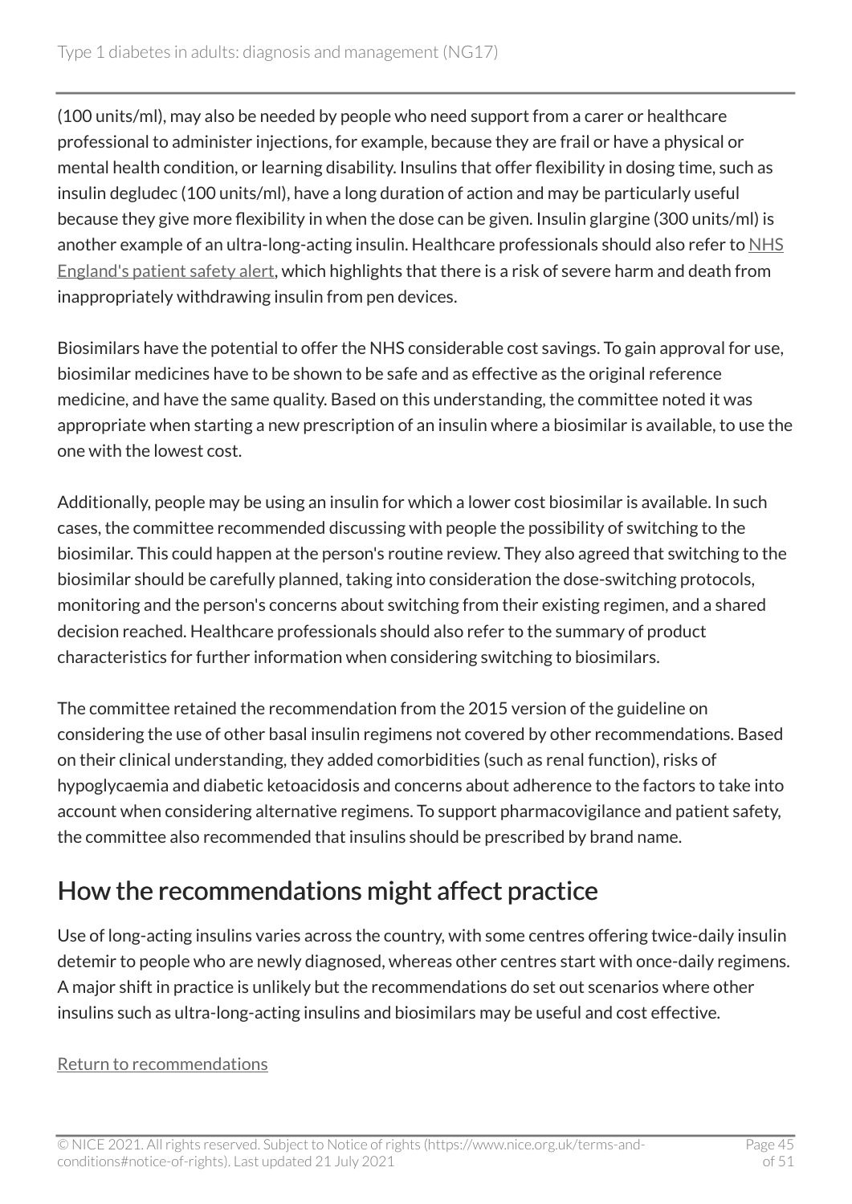(100 units/ml), may also be needed by people who need support from a carer or healthcare professional to administer injections, for example, because they are frail or have a physical or mental health condition, or learning disability. Insulins that offer flexibility in dosing time, such as insulin degludec (100 units/ml), have a long duration of action and may be particularly useful because they give more flexibility in when the dose can be given. Insulin glargine (300 units/ml) is another example of an ultra-long-acting insulin. Healthcare professionals should also refer to NHS England's patient safety alert, which highlights that there is a risk of severe harm and death from inappropriately withdrawing insulin from pen devices.

Biosimilars have the potential to offer the NHS considerable cost savings. To gain approval for use, biosimilar medicines have to be shown to be safe and as effective as the original reference medicine, and have the same quality. Based on this understanding, the committee noted it was appropriate when starting a new prescription of an insulin where a biosimilar is available, to use the one with the lowest cost.

Additionally, people may be using an insulin for which a lower cost biosimilar is available. In such cases, the committee recommended discussing with people the possibility of switching to the biosimilar. This could happen at the person's routine review. They also agreed that switching to the biosimilar should be carefully planned, taking into consideration the dose-switching protocols, monitoring and the person's concerns about switching from their existing regimen, and a shared decision reached. Healthcare professionals should also refer to the summary of product characteristics for further information when considering switching to biosimilars.

The committee retained the recommendation from the 2015 version of the guideline on considering the use of other basal insulin regimens not covered by other recommendations. Based on their clinical understanding, they added comorbidities (such as renal function), risks of hypoglycaemia and diabetic ketoacidosis and concerns about adherence to the factors to take into account when considering alternative regimens. To support pharmacovigilance and patient safety, the committee also recommended that insulins should be prescribed by brand name.

## How the recommendations might affect practice

Use of long-acting insulins varies across the country, with some centres offering twice-daily insulin detemir to people who are newly diagnosed, whereas other centres start with once-daily regimens. A major shift in practice is unlikely but the recommendations do set out scenarios where other insulins such as ultra-long-acting insulins and biosimilars may be useful and cost effective.

Return to recommendations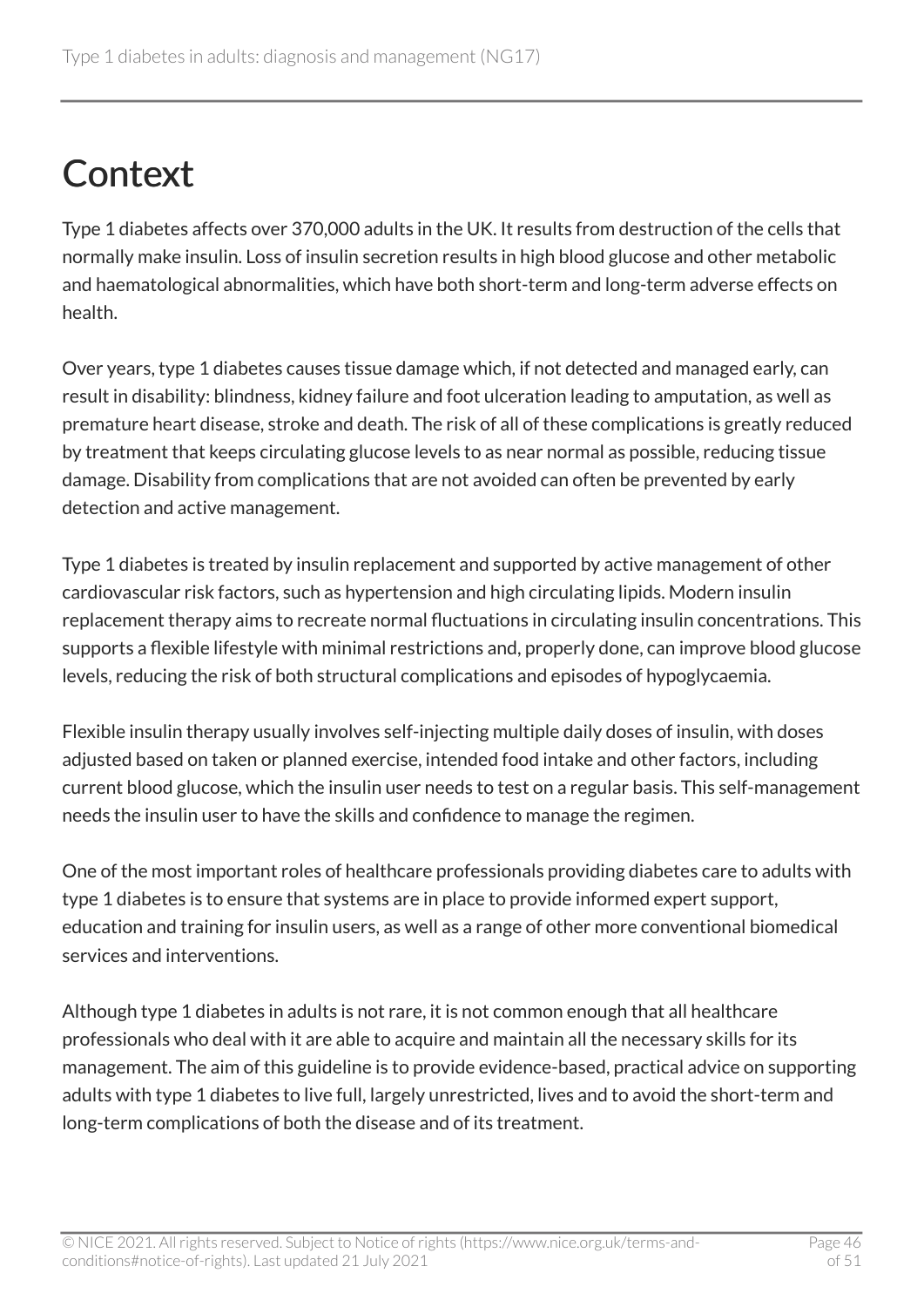# Context

Type 1 diabetes affects over 370,000 adults in the UK. It results from destruction of the cells that normally make insulin. Loss of insulin secretion results in high blood glucose and other metabolic and haematological abnormalities, which have both short-term and long-term adverse effects on health.

Over years, type 1 diabetes causes tissue damage which, if not detected and managed early, can result in disability: blindness, kidney failure and foot ulceration leading to amputation, as well as premature heart disease, stroke and death. The risk of all of these complications is greatly reduced by treatment that keeps circulating glucose levels to as near normal as possible, reducing tissue damage. Disability from complications that are not avoided can often be prevented by early detection and active management.

Type 1 diabetes is treated by insulin replacement and supported by active management of other cardiovascular risk factors, such as hypertension and high circulating lipids. Modern insulin replacement therapy aims to recreate normal fluctuations in circulating insulin concentrations. This supports a flexible lifestyle with minimal restrictions and, properly done, can improve blood glucose levels, reducing the risk of both structural complications and episodes of hypoglycaemia.

Flexible insulin therapy usually involves self-injecting multiple daily doses of insulin, with doses adjusted based on taken or planned exercise, intended food intake and other factors, including current blood glucose, which the insulin user needs to test on a regular basis. This self-management needs the insulin user to have the skills and confidence to manage the regimen.

One of the most important roles of healthcare professionals providing diabetes care to adults with type 1 diabetes is to ensure that systems are in place to provide informed expert support, education and training for insulin users, as well as a range of other more conventional biomedical services and interventions.

Although type 1 diabetes in adults is not rare, it is not common enough that all healthcare professionals who deal with it are able to acquire and maintain all the necessary skills for its management. The aim of this guideline is to provide evidence-based, practical advice on supporting adults with type 1 diabetes to live full, largely unrestricted, lives and to avoid the short-term and long-term complications of both the disease and of its treatment.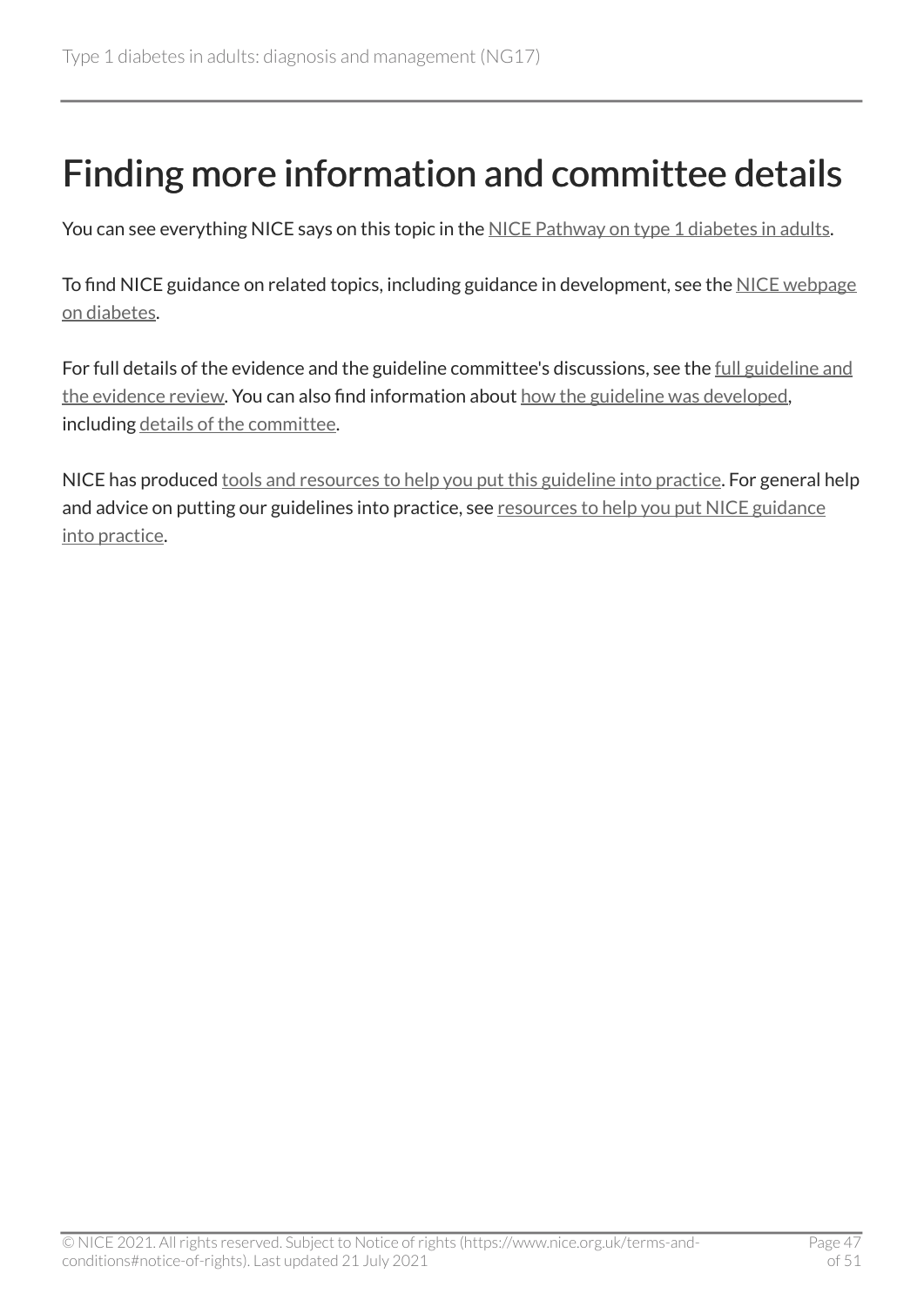# Finding more information and committee details

You can see everything NICE says on this topic in the NICE Pathway on type 1 diabetes in adults.

To find NICE guidance on related topics, including guidance in development, see the NICE webpage on diabetes.

For full details of the evidence and the guideline committee's discussions, see the full guideline and the evidence review. You can also find information about how the guideline was developed, including details of the committee.

NICE has produced tools and resources to help you put this guideline into practice. For general help and advice on putting our guidelines into practice, see resources to help you put NICE guidance into practice.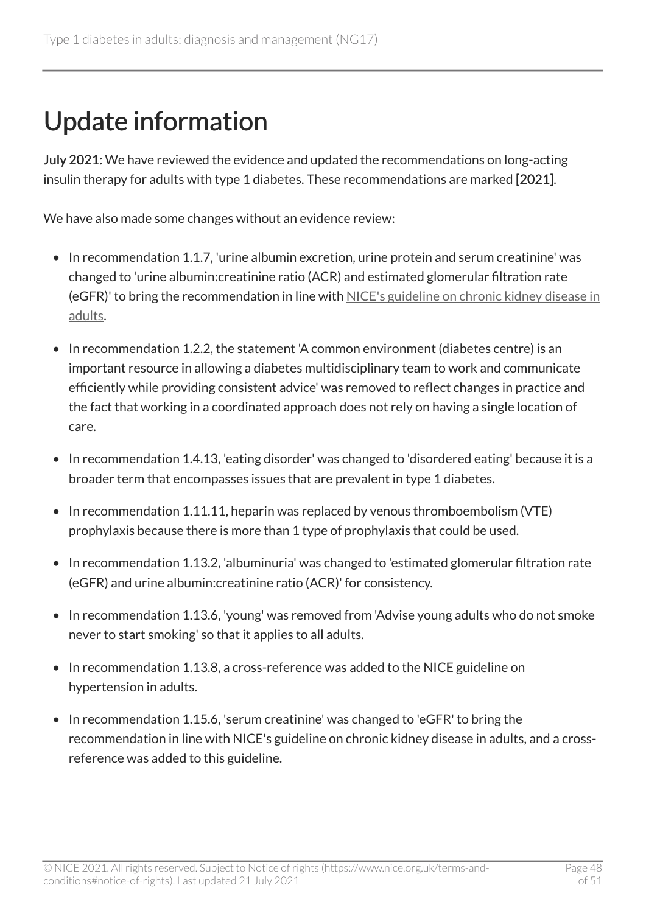# Update information

**July 2021:** We have reviewed the evidence and updated the recommendations on long-acting insulin therapy for adults with type 1 diabetes. These recommendations are marked **[2021]**.

We have also made some changes without an evidence review:

- In recommendation 1.1.7, 'urine albumin excretion, urine protein and serum creatinine' was changed to 'urine albumin:creatinine ratio (ACR) and estimated glomerular filtration rate (eGFR)' to bring the recommendation in line with NICE's guideline on chronic kidney disease in adults.
- In recommendation 1.2.2, the statement 'A common environment (diabetes centre) is an important resource in allowing a diabetes multidisciplinary team to work and communicate efficiently while providing consistent advice' was removed to reflect changes in practice and the fact that working in a coordinated approach does not rely on having a single location of care.
- In recommendation 1.4.13, 'eating disorder' was changed to 'disordered eating' because it is a broader term that encompasses issues that are prevalent in type 1 diabetes.
- In recommendation 1.11.11, heparin was replaced by venous thromboembolism (VTE) prophylaxis because there is more than 1 type of prophylaxis that could be used.
- In recommendation 1.13.2, 'albuminuria' was changed to 'estimated glomerular filtration rate (eGFR) and urine albumin:creatinine ratio (ACR)' for consistency.
- In recommendation 1.13.6, 'young' was removed from 'Advise young adults who do not smoke never to start smoking' so that it applies to all adults.
- In recommendation 1.13.8, a cross-reference was added to the NICE guideline on hypertension in adults.
- In recommendation 1.15.6, 'serum creatinine' was changed to 'eGFR' to bring the recommendation in line with NICE's guideline on chronic kidney disease in adults, and a cross-reference was added to this guideline.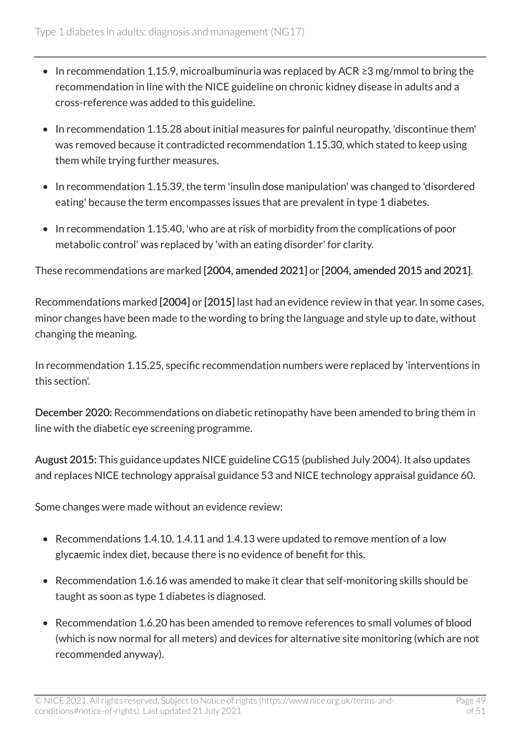- In recommendation 1.15.9, microalbuminuria was replaced by ACR ≥3 mg/mmol to bring the recommendation in line with the NICE guideline on chronic kidney disease in adults and a cross-reference was added to this guideline.
- In recommendation 1.15.28 about initial measures for painful neuropathy, 'discontinue them' was removed because it contradicted recommendation 1.15.30, which stated to keep using them while trying further measures.
- In recommendation 1.15.39, the term 'insulin dose manipulation' was changed to 'disordered eating' because the term encompasses issues that are prevalent in type 1 diabetes.
- In recommendation 1.15.40, 'who are at risk of morbidity from the complications of poor metabolic control' was replaced by 'with an eating disorder' for clarity.

These recommendations are marked **[2004, amended 2021]** or **[2004, amended 2015 and 2021]**.

Recommendations marked **[2004]** or **[2015]** last had an evidence review in that year. In some cases, minor changes have been made to the wording to bring the language and style up to date, without changing the meaning.

In recommendation 1.15.25, specific recommendation numbers were replaced by 'interventions in this section'.

**December 2020:** Recommendations on diabetic retinopathy have been amended to bring them in line with the diabetic eye screening programme.

**August 2015:** This guidance updates NICE guideline CG15 (published July 2004). It also updates and replaces NICE technology appraisal guidance 53 and NICE technology appraisal guidance 60.

Some changes were made without an evidence review:

- Recommendations 1.4.10, 1.4.11 and 1.4.13 were updated to remove mention of a low glycaemic index diet, because there is no evidence of benefit for this.
- Recommendation 1.6.16 was amended to make it clear that self-monitoring skills should be taught as soon as type 1 diabetes is diagnosed.
- Recommendation 1.6.20 has been amended to remove references to small volumes of blood (which is now normal for all meters) and devices for alternative site monitoring (which are not recommended anyway).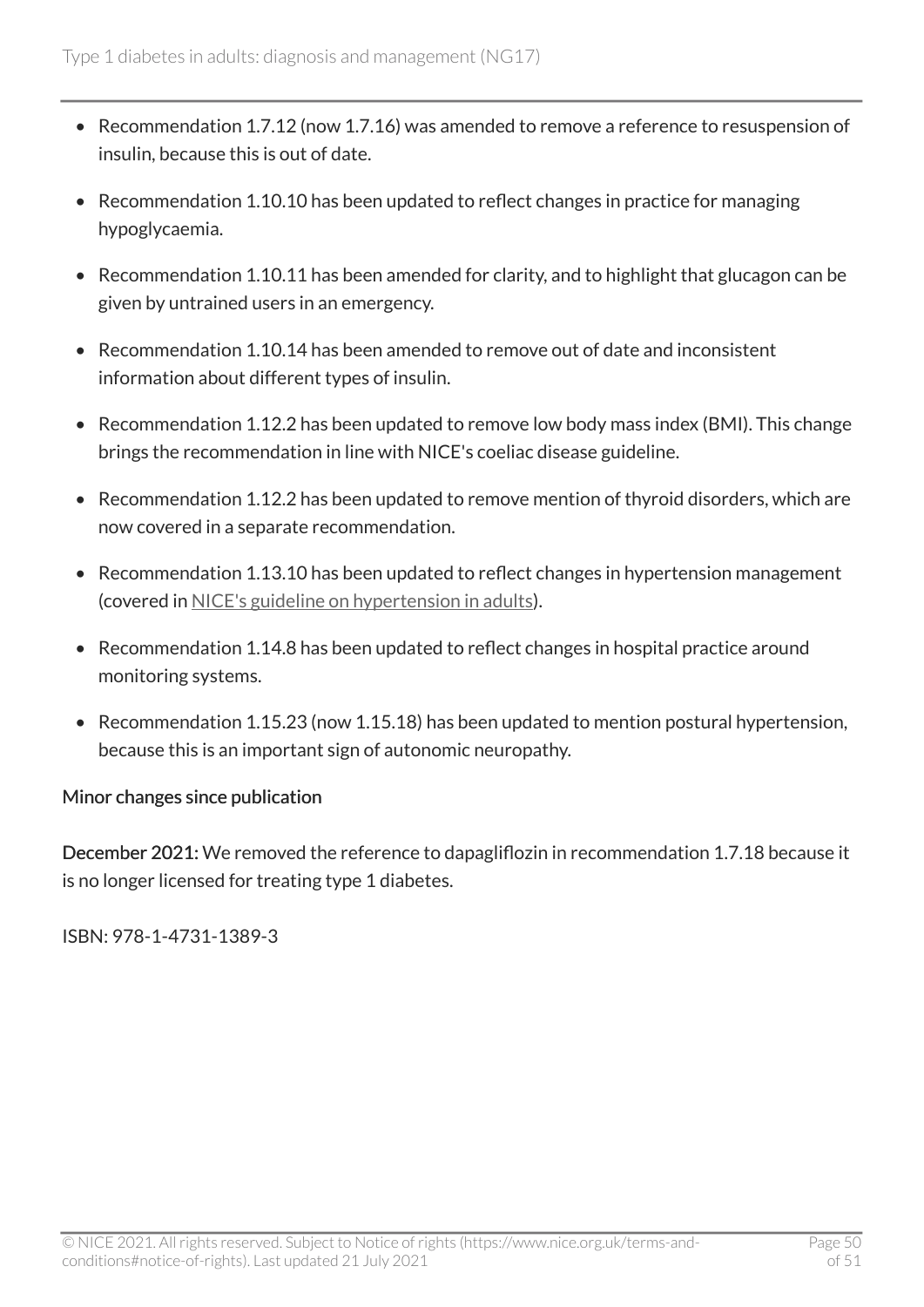- Recommendation 1.7.12 (now 1.7.16) was amended to remove a reference to resuspension of insulin, because this is out of date.
- Recommendation 1.10.10 has been updated to reflect changes in practice for managing hypoglycaemia.
- Recommendation 1.10.11 has been amended for clarity, and to highlight that glucagon can be given by untrained users in an emergency.
- Recommendation 1.10.14 has been amended to remove out of date and inconsistent information about different types of insulin.
- Recommendation 1.12.2 has been updated to remove low body mass index (BMI). This change brings the recommendation in line with NICE's coeliac disease guideline.
- Recommendation 1.12.2 has been updated to remove mention of thyroid disorders, which are now covered in a separate recommendation.
- Recommendation 1.13.10 has been updated to reflect changes in hypertension management (covered in NICE's guideline on hypertension in adults).
- Recommendation 1.14.8 has been updated to reflect changes in hospital practice around monitoring systems.
- Recommendation 1.15.23 (now 1.15.18) has been updated to mention postural hypertension, because this is an important sign of autonomic neuropathy.

Minor changes since publication

**December 2021:** We removed the reference to dapagliflozin in recommendation 1.7.18 because it is no longer licensed for treating type 1 diabetes.

ISBN: 978-1-4731-1389-3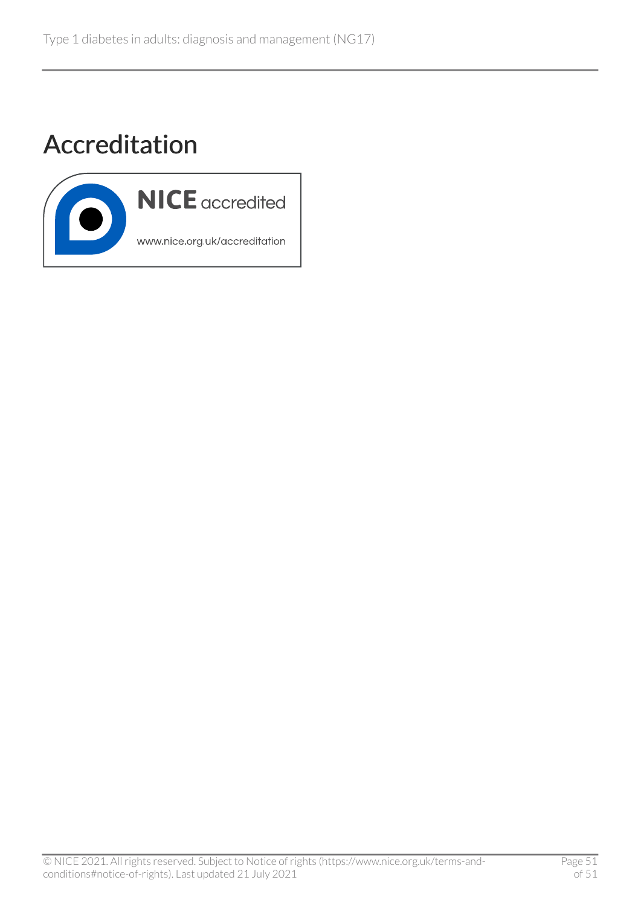# Accreditation

NICE accredited

www.nice.org.uk/accreditation